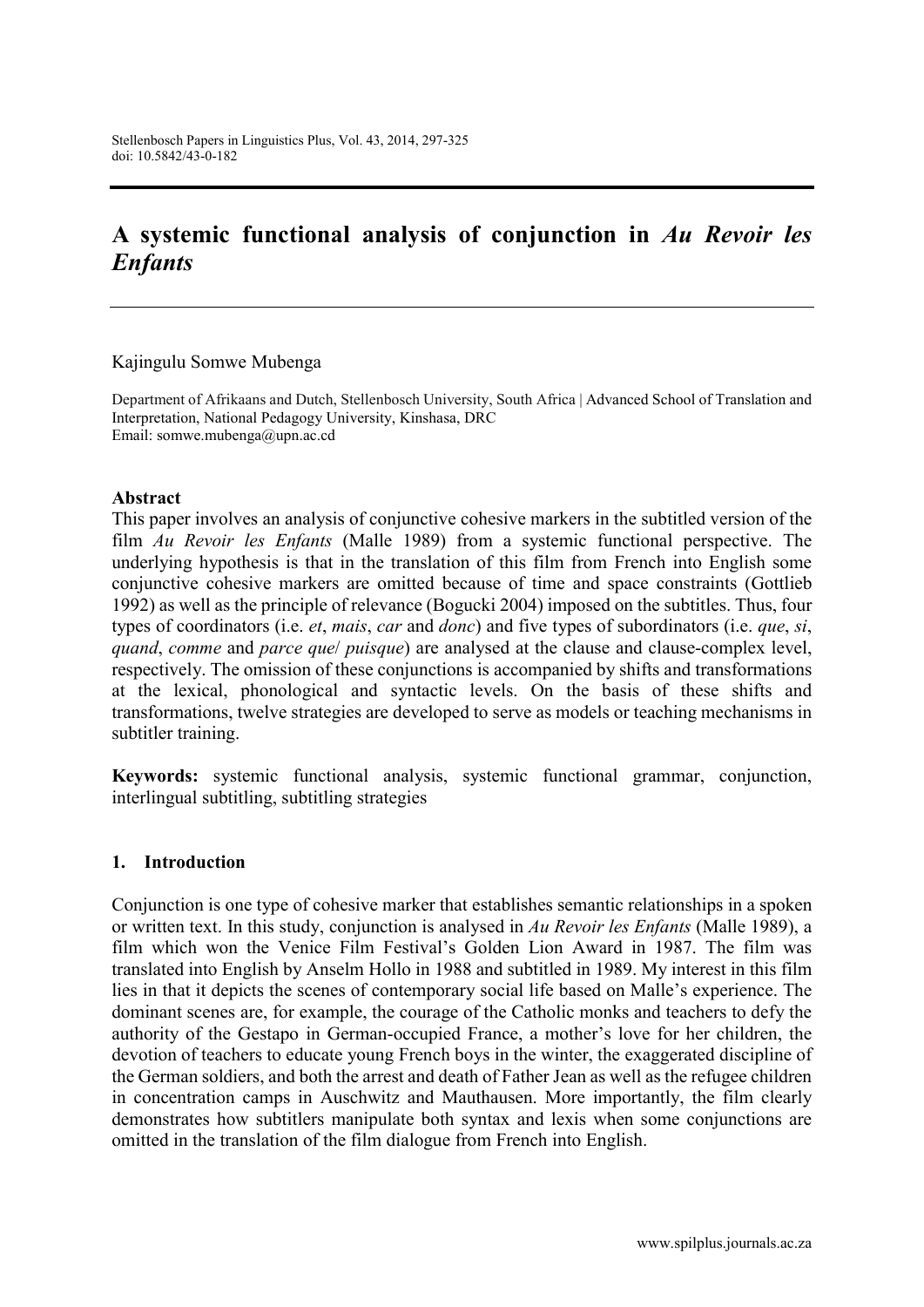# A systemic functional analysis of conjunction in *Au Revoir les Enfants*

Kajingulu Somwe Mubenga

Department of Afrikaans and Dutch, Stellenbosch University, South Africa | Advanced School of Translation and Interpretation, National Pedagogy University, Kinshasa, DRC
Email: somwe.mubenga@upn.ac.cd

## Abstract

This paper involves an analysis of conjunctive cohesive markers in the subtitled version of the film *Au Revoir les Enfants* (Malle 1989) from a systemic functional perspective. The underlying hypothesis is that in the translation of this film from French into English some conjunctive cohesive markers are omitted because of time and space constraints (Gottlieb 1992) as well as the principle of relevance (Bogucki 2004) imposed on the subtitles. Thus, four types of coordinators (i.e. *et*, *mais*, *car* and *donc*) and five types of subordinators (i.e. *que*, *si*, *quand*, *comme* and *parce que*/ *puisque*) are analysed at the clause and clause-complex level, respectively. The omission of these conjunctions is accompanied by shifts and transformations at the lexical, phonological and syntactic levels. On the basis of these shifts and transformations, twelve strategies are developed to serve as models or teaching mechanisms in subtitler training.

**Keywords:** systemic functional analysis, systemic functional grammar, conjunction, interlingual subtitling, subtitling strategies

## 1. Introduction

Conjunction is one type of cohesive marker that establishes semantic relationships in a spoken or written text. In this study, conjunction is analysed in *Au Revoir les Enfants* (Malle 1989), a film which won the Venice Film Festival's Golden Lion Award in 1987. The film was translated into English by Anselm Hollo in 1988 and subtitled in 1989. My interest in this film lies in that it depicts the scenes of contemporary social life based on Malle's experience. The dominant scenes are, for example, the courage of the Catholic monks and teachers to defy the authority of the Gestapo in German-occupied France, a mother's love for her children, the devotion of teachers to educate young French boys in the winter, the exaggerated discipline of the German soldiers, and both the arrest and death of Father Jean as well as the refugee children in concentration camps in Auschwitz and Mauthausen. More importantly, the film clearly demonstrates how subtitlers manipulate both syntax and lexis when some conjunctions are omitted in the translation of the film dialogue from French into English.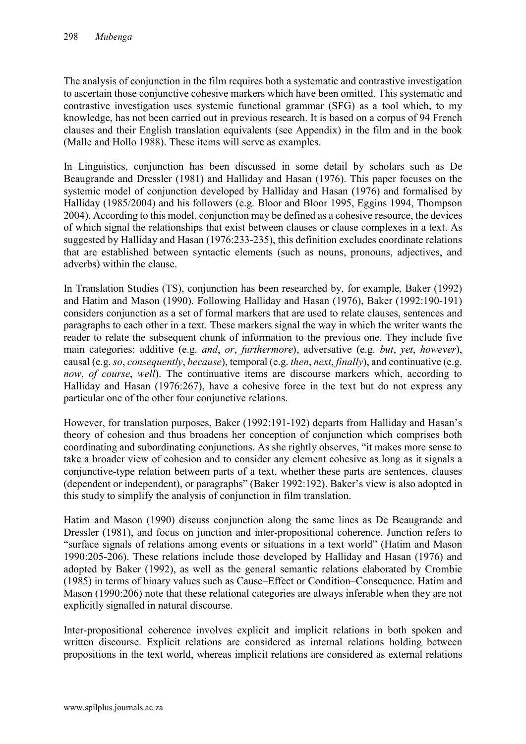The analysis of conjunction in the film requires both a systematic and contrastive investigation to ascertain those conjunctive cohesive markers which have been omitted. This systematic and contrastive investigation uses systemic functional grammar (SFG) as a tool which, to my knowledge, has not been carried out in previous research. It is based on a corpus of 94 French clauses and their English translation equivalents (see Appendix) in the film and in the book (Malle and Hollo 1988). These items will serve as examples.

In Linguistics, conjunction has been discussed in some detail by scholars such as De Beaugrande and Dressler (1981) and Halliday and Hasan (1976). This paper focuses on the systemic model of conjunction developed by Halliday and Hasan (1976) and formalised by Halliday (1985/2004) and his followers (e.g. Bloor and Bloor 1995, Eggins 1994, Thompson 2004). According to this model, conjunction may be defined as a cohesive resource, the devices of which signal the relationships that exist between clauses or clause complexes in a text. As suggested by Halliday and Hasan (1976:233-235), this definition excludes coordinate relations that are established between syntactic elements (such as nouns, pronouns, adjectives, and adverbs) within the clause.

In Translation Studies (TS), conjunction has been researched by, for example, Baker (1992) and Hatim and Mason (1990). Following Halliday and Hasan (1976), Baker (1992:190-191) considers conjunction as a set of formal markers that are used to relate clauses, sentences and paragraphs to each other in a text. These markers signal the way in which the writer wants the reader to relate the subsequent chunk of information to the previous one. They include five main categories: additive (e.g. *and*, *or*, *furthermore*), adversative (e.g. *but*, *yet*, *however*), causal (e.g. *so*, *consequently*, *because*), temporal (e.g. *then*, *next*, *finally*), and continuative (e.g. *now*, *of course*, *well*). The continuative items are discourse markers which, according to Halliday and Hasan (1976:267), have a cohesive force in the text but do not express any particular one of the other four conjunctive relations.

However, for translation purposes, Baker (1992:191-192) departs from Halliday and Hasan's theory of cohesion and thus broadens her conception of conjunction which comprises both coordinating and subordinating conjunctions. As she rightly observes, "it makes more sense to take a broader view of cohesion and to consider any element cohesive as long as it signals a conjunctive-type relation between parts of a text, whether these parts are sentences, clauses (dependent or independent), or paragraphs" (Baker 1992:192). Baker's view is also adopted in this study to simplify the analysis of conjunction in film translation.

Hatim and Mason (1990) discuss conjunction along the same lines as De Beaugrande and Dressler (1981), and focus on junction and inter-propositional coherence. Junction refers to "surface signals of relations among events or situations in a text world" (Hatim and Mason 1990:205-206). These relations include those developed by Halliday and Hasan (1976) and adopted by Baker (1992), as well as the general semantic relations elaborated by Crombie (1985) in terms of binary values such as Cause–Effect or Condition–Consequence. Hatim and Mason (1990:206) note that these relational categories are always inferable when they are not explicitly signalled in natural discourse.

Inter-propositional coherence involves explicit and implicit relations in both spoken and written discourse. Explicit relations are considered as internal relations holding between propositions in the text world, whereas implicit relations are considered as external relations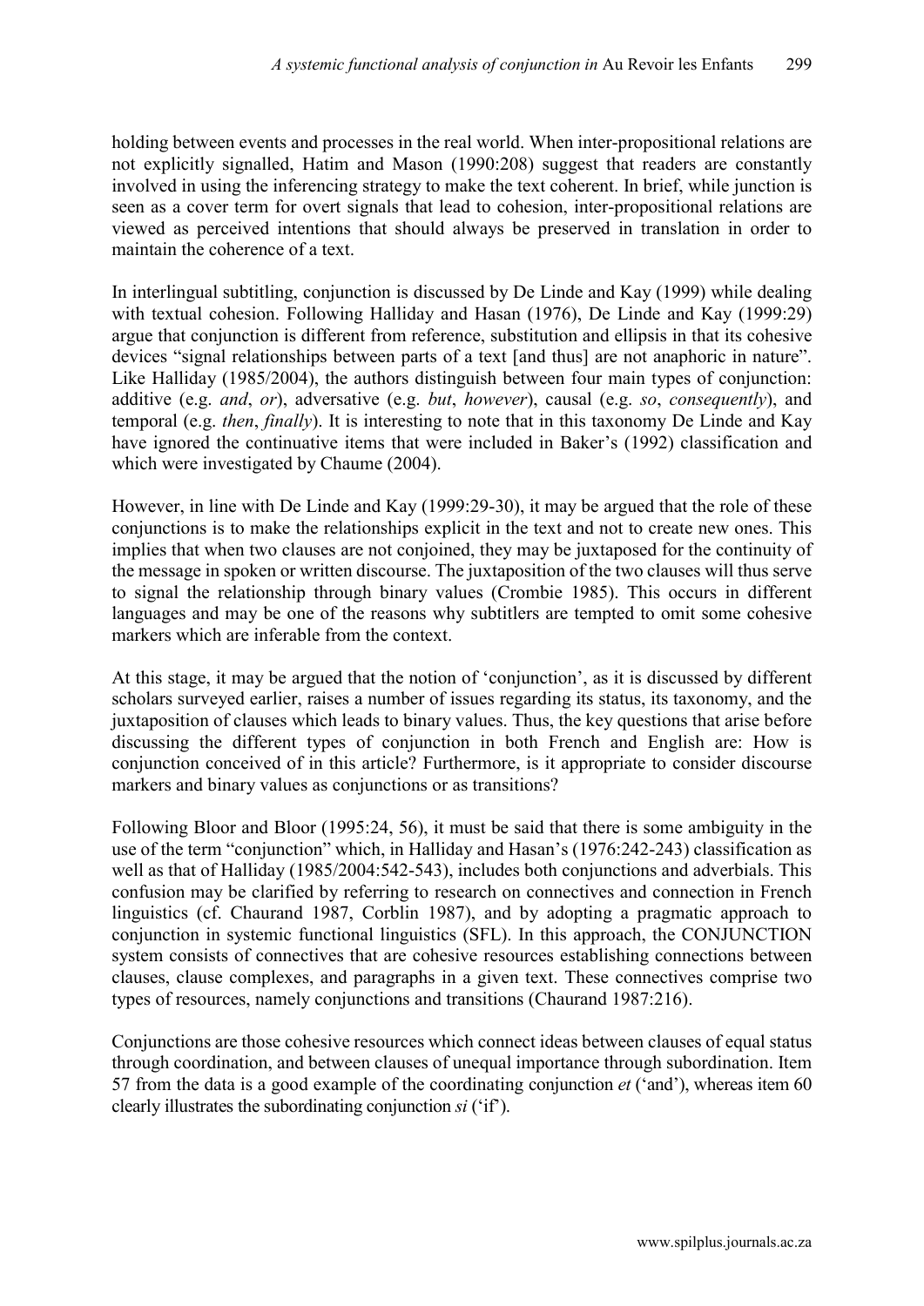holding between events and processes in the real world. When inter-propositional relations are not explicitly signalled, Hatim and Mason (1990:208) suggest that readers are constantly involved in using the inferencing strategy to make the text coherent. In brief, while junction is seen as a cover term for overt signals that lead to cohesion, inter-propositional relations are viewed as perceived intentions that should always be preserved in translation in order to maintain the coherence of a text.

In interlingual subtitling, conjunction is discussed by De Linde and Kay (1999) while dealing with textual cohesion. Following Halliday and Hasan (1976), De Linde and Kay (1999:29) argue that conjunction is different from reference, substitution and ellipsis in that its cohesive devices "signal relationships between parts of a text [and thus] are not anaphoric in nature". Like Halliday (1985/2004), the authors distinguish between four main types of conjunction: additive (e.g. *and*, *or*), adversative (e.g. *but*, *however*), causal (e.g. *so*, *consequently*), and temporal (e.g. *then*, *finally*). It is interesting to note that in this taxonomy De Linde and Kay have ignored the continuative items that were included in Baker's (1992) classification and which were investigated by Chaume (2004).

However, in line with De Linde and Kay (1999:29-30), it may be argued that the role of these conjunctions is to make the relationships explicit in the text and not to create new ones. This implies that when two clauses are not conjoined, they may be juxtaposed for the continuity of the message in spoken or written discourse. The juxtaposition of the two clauses will thus serve to signal the relationship through binary values (Crombie 1985). This occurs in different languages and may be one of the reasons why subtitlers are tempted to omit some cohesive markers which are inferable from the context.

At this stage, it may be argued that the notion of 'conjunction', as it is discussed by different scholars surveyed earlier, raises a number of issues regarding its status, its taxonomy, and the juxtaposition of clauses which leads to binary values. Thus, the key questions that arise before discussing the different types of conjunction in both French and English are: How is conjunction conceived of in this article? Furthermore, is it appropriate to consider discourse markers and binary values as conjunctions or as transitions?

Following Bloor and Bloor (1995:24, 56), it must be said that there is some ambiguity in the use of the term "conjunction" which, in Halliday and Hasan's (1976:242-243) classification as well as that of Halliday (1985/2004:542-543), includes both conjunctions and adverbials. This confusion may be clarified by referring to research on connectives and connection in French linguistics (cf. Chaurand 1987, Corblin 1987), and by adopting a pragmatic approach to conjunction in systemic functional linguistics (SFL). In this approach, the CONJUNCTION system consists of connectives that are cohesive resources establishing connections between clauses, clause complexes, and paragraphs in a given text. These connectives comprise two types of resources, namely conjunctions and transitions (Chaurand 1987:216).

Conjunctions are those cohesive resources which connect ideas between clauses of equal status through coordination, and between clauses of unequal importance through subordination. Item 57 from the data is a good example of the coordinating conjunction *et* ('and'), whereas item 60 clearly illustrates the subordinating conjunction *si* ('if').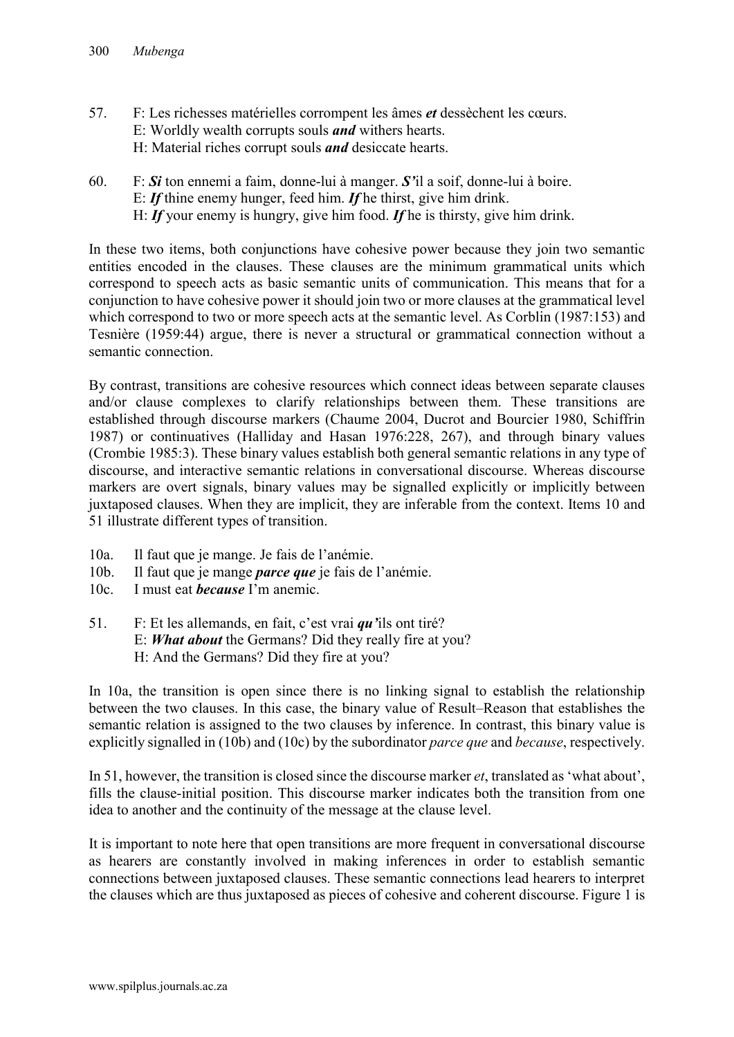57. F: Les richesses matérielles corrompent les âmes ***et*** dessèchent les cœurs.
    E: Worldly wealth corrupts souls ***and*** withers hearts.
    H: Material riches corrupt souls ***and*** desiccate hearts.

60. F: ***Si*** ton ennemi a faim, donne-lui à manger. ***S'***il a soif, donne-lui à boire.
    E: ***If*** thine enemy hunger, feed him. ***If*** he thirst, give him drink.
    H: ***If*** your enemy is hungry, give him food. ***If*** he is thirsty, give him drink.

In these two items, both conjunctions have cohesive power because they join two semantic entities encoded in the clauses. These clauses are the minimum grammatical units which correspond to speech acts as basic semantic units of communication. This means that for a conjunction to have cohesive power it should join two or more clauses at the grammatical level which correspond to two or more speech acts at the semantic level. As Corblin (1987:153) and Tesnière (1959:44) argue, there is never a structural or grammatical connection without a semantic connection.

By contrast, transitions are cohesive resources which connect ideas between separate clauses and/or clause complexes to clarify relationships between them. These transitions are established through discourse markers (Chaume 2004, Ducrot and Bourcier 1980, Schiffrin 1987) or continuatives (Halliday and Hasan 1976:228, 267), and through binary values (Crombie 1985:3). These binary values establish both general semantic relations in any type of discourse, and interactive semantic relations in conversational discourse. Whereas discourse markers are overt signals, binary values may be signalled explicitly or implicitly between juxtaposed clauses. When they are implicit, they are inferable from the context. Items 10 and 51 illustrate different types of transition.

10a. Il faut que je mange. Je fais de l'anémie.
10b. Il faut que je mange ***parce que*** je fais de l'anémie.
10c. I must eat ***because*** I'm anemic.

51. F: Et les allemands, en fait, c'est vrai ***qu'***ils ont tiré?
    E: ***What about*** the Germans? Did they really fire at you?
    H: And the Germans? Did they fire at you?

In 10a, the transition is open since there is no linking signal to establish the relationship between the two clauses. In this case, the binary value of Result–Reason that establishes the semantic relation is assigned to the two clauses by inference. In contrast, this binary value is explicitly signalled in (10b) and (10c) by the subordinator *parce que* and *because*, respectively.

In 51, however, the transition is closed since the discourse marker *et*, translated as 'what about', fills the clause-initial position. This discourse marker indicates both the transition from one idea to another and the continuity of the message at the clause level.

It is important to note here that open transitions are more frequent in conversational discourse as hearers are constantly involved in making inferences in order to establish semantic connections between juxtaposed clauses. These semantic connections lead hearers to interpret the clauses which are thus juxtaposed as pieces of cohesive and coherent discourse. Figure 1 is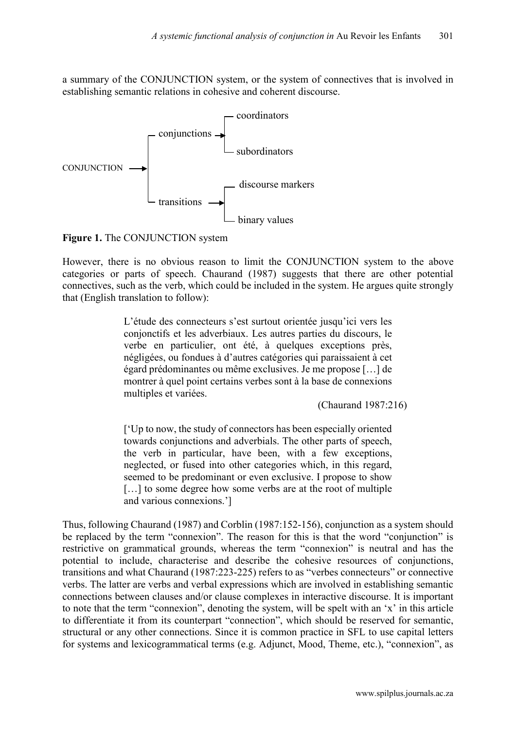a summary of the CONJUNCTION system, or the system of connectives that is involved in establishing semantic relations in cohesive and coherent discourse.

```
                     ┌─ coordinators
       ┌─ conjunctions ─→┤
       │             └─ subordinators
CONJUNCTION ─→┤
       │             ┌─ discourse markers
       └─ transitions ─→┤
                     └─ binary values
```

**Figure 1.** The CONJUNCTION system

However, there is no obvious reason to limit the CONJUNCTION system to the above categories or parts of speech. Chaurand (1987) suggests that there are other potential connectives, such as the verb, which could be included in the system. He argues quite strongly that (English translation to follow):

> L'étude des connecteurs s'est surtout orientée jusqu'ici vers les conjonctifs et les adverbiaux. Les autres parties du discours, le verbe en particulier, ont été, à quelques exceptions près, négligées, ou fondues à d'autres catégories qui paraissaient à cet égard prédominantes ou même exclusives. Je me propose […] de montrer à quel point certains verbes sont à la base de connexions multiples et variées.
>
> (Chaurand 1987:216)

> ['Up to now, the study of connectors has been especially oriented towards conjunctions and adverbials. The other parts of speech, the verb in particular, have been, with a few exceptions, neglected, or fused into other categories which, in this regard, seemed to be predominant or even exclusive. I propose to show […] to some degree how some verbs are at the root of multiple and various connexions.']

Thus, following Chaurand (1987) and Corblin (1987:152-156), conjunction as a system should be replaced by the term "connexion". The reason for this is that the word "conjunction" is restrictive on grammatical grounds, whereas the term "connexion" is neutral and has the potential to include, characterise and describe the cohesive resources of conjunctions, transitions and what Chaurand (1987:223-225) refers to as "verbes connecteurs" or connective verbs. The latter are verbs and verbal expressions which are involved in establishing semantic connections between clauses and/or clause complexes in interactive discourse. It is important to note that the term "connexion", denoting the system, will be spelt with an 'x' in this article to differentiate it from its counterpart "connection", which should be reserved for semantic, structural or any other connections. Since it is common practice in SFL to use capital letters for systems and lexicogrammatical terms (e.g. Adjunct, Mood, Theme, etc.), "connexion", as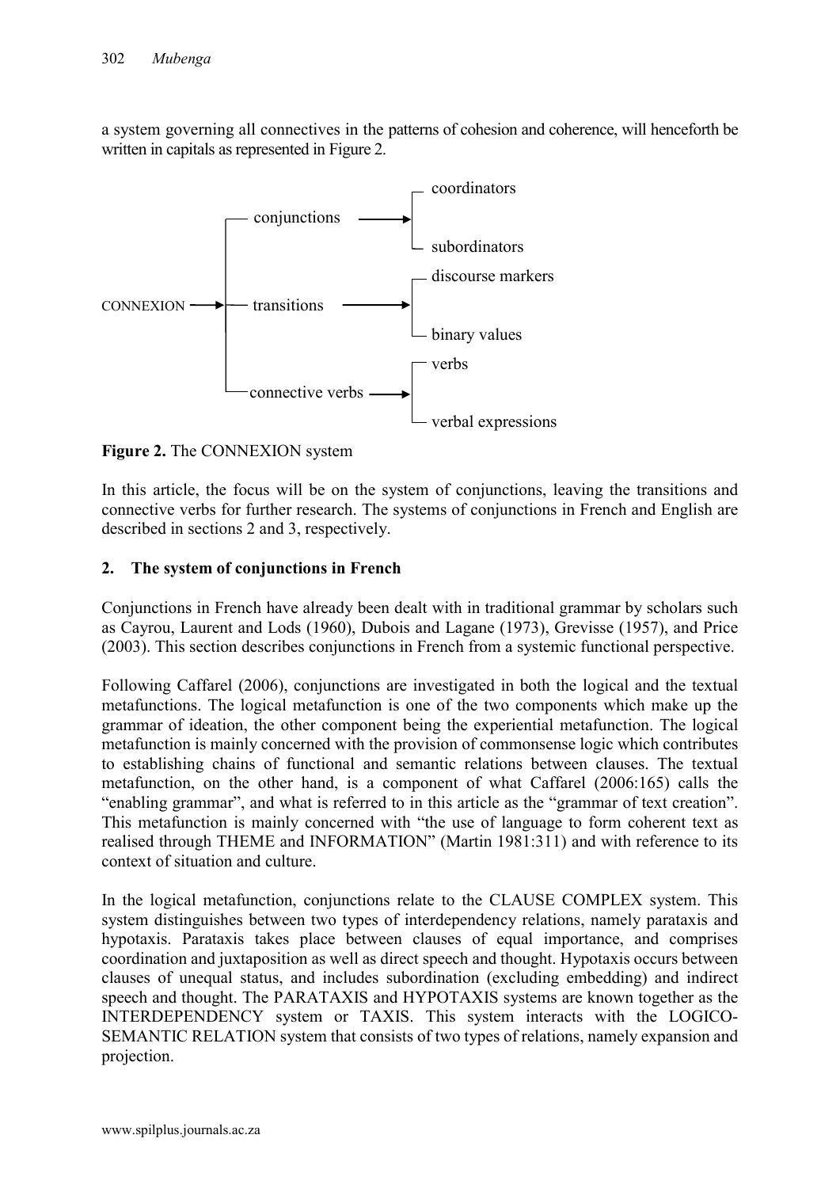a system governing all connectives in the patterns of cohesion and coherence, will henceforth be written in capitals as represented in Figure 2.

```
                                           ┌ coordinators
                 ┌ conjunctions ────────►  ┤
                 │                         └ subordinators
                 │                         ┌ discourse markers
CONNEXION ─────► ┤ transitions ─────────►  ┤
                 │                         └ binary values
                 │                         ┌ verbs
                 └ connective verbs ─────► ┤
                                           └ verbal expressions
```

**Figure 2.** The CONNEXION system

In this article, the focus will be on the system of conjunctions, leaving the transitions and connective verbs for further research. The systems of conjunctions in French and English are described in sections 2 and 3, respectively.

## 2. The system of conjunctions in French

Conjunctions in French have already been dealt with in traditional grammar by scholars such as Cayrou, Laurent and Lods (1960), Dubois and Lagane (1973), Grevisse (1957), and Price (2003). This section describes conjunctions in French from a systemic functional perspective.

Following Caffarel (2006), conjunctions are investigated in both the logical and the textual metafunctions. The logical metafunction is one of the two components which make up the grammar of ideation, the other component being the experiential metafunction. The logical metafunction is mainly concerned with the provision of commonsense logic which contributes to establishing chains of functional and semantic relations between clauses. The textual metafunction, on the other hand, is a component of what Caffarel (2006:165) calls the "enabling grammar", and what is referred to in this article as the "grammar of text creation". This metafunction is mainly concerned with "the use of language to form coherent text as realised through THEME and INFORMATION" (Martin 1981:311) and with reference to its context of situation and culture.

In the logical metafunction, conjunctions relate to the CLAUSE COMPLEX system. This system distinguishes between two types of interdependency relations, namely parataxis and hypotaxis. Parataxis takes place between clauses of equal importance, and comprises coordination and juxtaposition as well as direct speech and thought. Hypotaxis occurs between clauses of unequal status, and includes subordination (excluding embedding) and indirect speech and thought. The PARATAXIS and HYPOTAXIS systems are known together as the INTERDEPENDENCY system or TAXIS. This system interacts with the LOGICO-SEMANTIC RELATION system that consists of two types of relations, namely expansion and projection.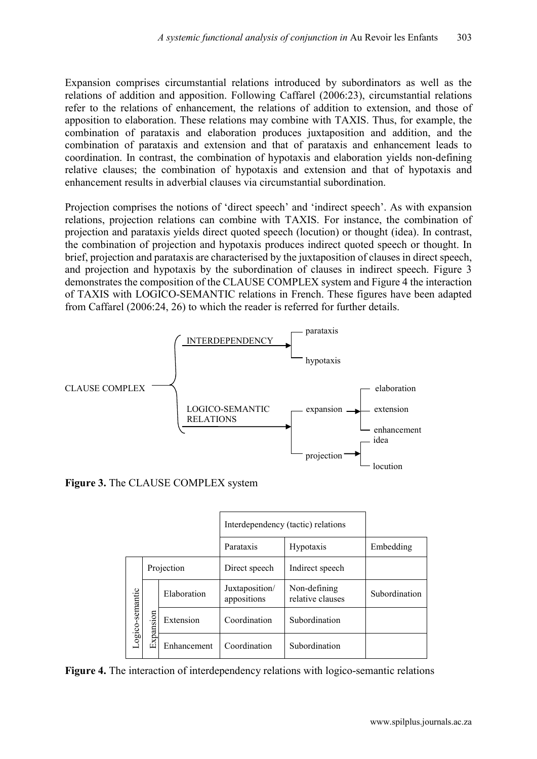Expansion comprises circumstantial relations introduced by subordinators as well as the relations of addition and apposition. Following Caffarel (2006:23), circumstantial relations refer to the relations of enhancement, the relations of addition to extension, and those of apposition to elaboration. These relations may combine with TAXIS. Thus, for example, the combination of parataxis and elaboration produces juxtaposition and addition, and the combination of parataxis and extension and that of parataxis and enhancement leads to coordination. In contrast, the combination of hypotaxis and elaboration yields non-defining relative clauses; the combination of hypotaxis and extension and that of hypotaxis and enhancement results in adverbial clauses via circumstantial subordination.

Projection comprises the notions of 'direct speech' and 'indirect speech'. As with expansion relations, projection relations can combine with TAXIS. For instance, the combination of projection and parataxis yields direct quoted speech (locution) or thought (idea). In contrast, the combination of projection and hypotaxis produces indirect quoted speech or thought. In brief, projection and parataxis are characterised by the juxtaposition of clauses in direct speech, and projection and hypotaxis by the subordination of clauses in indirect speech. Figure 3 demonstrates the composition of the CLAUSE COMPLEX system and Figure 4 the interaction of TAXIS with LOGICO-SEMANTIC relations in French. These figures have been adapted from Caffarel (2006:24, 26) to which the reader is referred for further details.

```
                 ┌ INTERDEPENDENCY ──────────→ ┬ parataxis
                 │                             └ hypotaxis
CLAUSE COMPLEX ──┤
                 │                                             ┌ elaboration
                 │ LOGICO-SEMANTIC            ┬ expansion ───→ ├ extension
                 └ RELATIONS ───────────────→ │                └ enhancement
                                              │                ┌ idea
                                              └ projection ──→ └ locution
```

**Figure 3.** The CLAUSE COMPLEX system

| | | | Interdependency (tactic) relations | | |
|---|---|---|---|---|---|
| | | | Parataxis | Hypotaxis | Embedding |
| Logico-semantic | Projection | | Direct speech | Indirect speech | |
| | Expansion | Elaboration | Juxtaposition/ appositions | Non-defining relative clauses | Subordination |
| | | Extension | Coordination | Subordination | |
| | | Enhancement | Coordination | Subordination | |

**Figure 4.** The interaction of interdependency relations with logico-semantic relations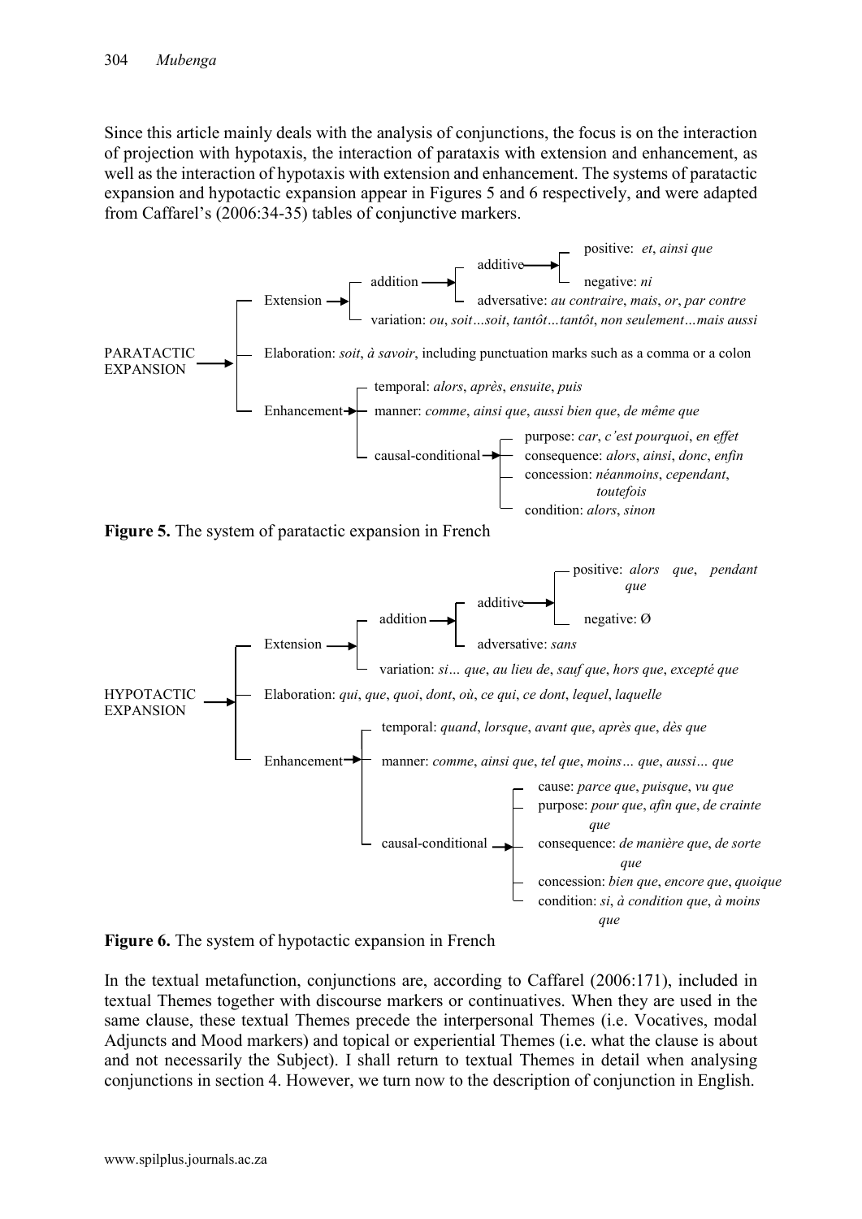Since this article mainly deals with the analysis of conjunctions, the focus is on the interaction of projection with hypotaxis, the interaction of parataxis with extension and enhancement, as well as the interaction of hypotaxis with extension and enhancement. The systems of paratactic expansion and hypotactic expansion appear in Figures 5 and 6 respectively, and were adapted from Caffarel's (2006:34-35) tables of conjunctive markers.

- PARATACTIC EXPANSION →
  - Extension →
    - addition →
      - additive →
        - positive: *et*, *ainsi que*
        - negative: *ni*
      - adversative: *au contraire*, *mais*, *or*, *par contre*
    - variation: *ou*, *soit…soit*, *tantôt…tantôt*, *non seulement…mais aussi*
  - Elaboration: *soit*, *à savoir*, including punctuation marks such as a comma or a colon
  - Enhancement →
    - temporal: *alors*, *après*, *ensuite*, *puis*
    - manner: *comme*, *ainsi que*, *aussi bien que*, *de même que*
    - causal-conditional →
      - purpose: *car*, *c'est pourquoi*, *en effet*
      - consequence: *alors*, *ainsi*, *donc*, *enfin*
      - concession: *néanmoins*, *cependant*, *toutefois*
      - condition: *alors*, *sinon*

**Figure 5.** The system of paratactic expansion in French

- HYPOTACTIC EXPANSION →
  - Extension →
    - addition →
      - additive →
        - positive: *alors que*, *pendant que*
        - negative: Ø
      - adversative: *sans*
    - variation: *si… que*, *au lieu de*, *sauf que*, *hors que*, *excepté que*
  - Elaboration: *qui*, *que*, *quoi*, *dont*, *où*, *ce qui*, *ce dont*, *lequel*, *laquelle*
  - Enhancement →
    - temporal: *quand*, *lorsque*, *avant que*, *après que*, *dès que*
    - manner: *comme*, *ainsi que*, *tel que*, *moins… que*, *aussi… que*
    - causal-conditional →
      - cause: *parce que*, *puisque*, *vu que*
      - purpose: *pour que*, *afin que*, *de crainte que*
      - consequence: *de manière que*, *de sorte que*
      - concession: *bien que*, *encore que*, *quoique*
      - condition: *si*, *à condition que*, *à moins que*

**Figure 6.** The system of hypotactic expansion in French

In the textual metafunction, conjunctions are, according to Caffarel (2006:171), included in textual Themes together with discourse markers or continuatives. When they are used in the same clause, these textual Themes precede the interpersonal Themes (i.e. Vocatives, modal Adjuncts and Mood markers) and topical or experiential Themes (i.e. what the clause is about and not necessarily the Subject). I shall return to textual Themes in detail when analysing conjunctions in section 4. However, we turn now to the description of conjunction in English.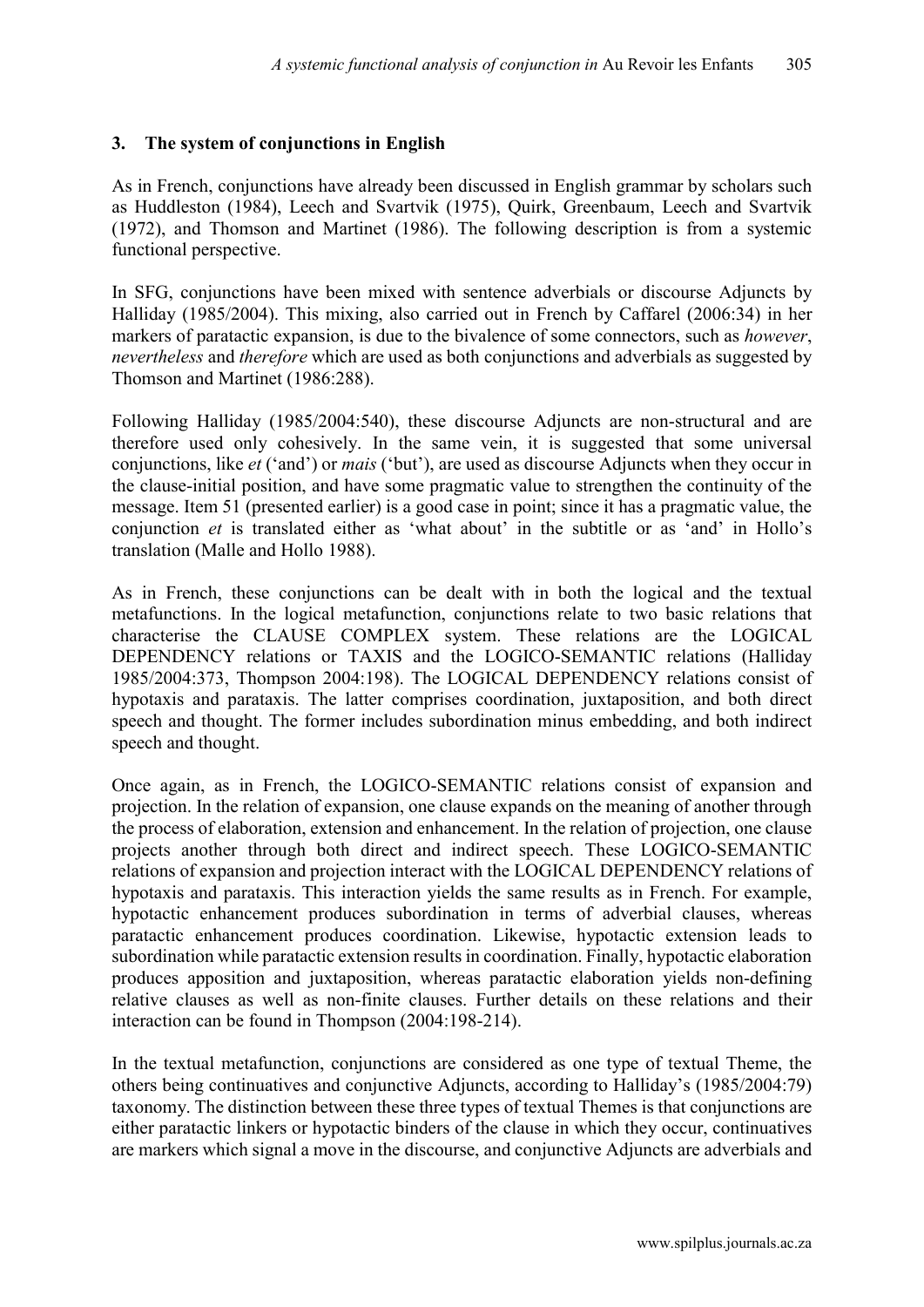## 3. The system of conjunctions in English

As in French, conjunctions have already been discussed in English grammar by scholars such as Huddleston (1984), Leech and Svartvik (1975), Quirk, Greenbaum, Leech and Svartvik (1972), and Thomson and Martinet (1986). The following description is from a systemic functional perspective.

In SFG, conjunctions have been mixed with sentence adverbials or discourse Adjuncts by Halliday (1985/2004). This mixing, also carried out in French by Caffarel (2006:34) in her markers of paratactic expansion, is due to the bivalence of some connectors, such as *however*, *nevertheless* and *therefore* which are used as both conjunctions and adverbials as suggested by Thomson and Martinet (1986:288).

Following Halliday (1985/2004:540), these discourse Adjuncts are non-structural and are therefore used only cohesively. In the same vein, it is suggested that some universal conjunctions, like *et* ('and') or *mais* ('but'), are used as discourse Adjuncts when they occur in the clause-initial position, and have some pragmatic value to strengthen the continuity of the message. Item 51 (presented earlier) is a good case in point; since it has a pragmatic value, the conjunction *et* is translated either as 'what about' in the subtitle or as 'and' in Hollo's translation (Malle and Hollo 1988).

As in French, these conjunctions can be dealt with in both the logical and the textual metafunctions. In the logical metafunction, conjunctions relate to two basic relations that characterise the CLAUSE COMPLEX system. These relations are the LOGICAL DEPENDENCY relations or TAXIS and the LOGICO-SEMANTIC relations (Halliday 1985/2004:373, Thompson 2004:198). The LOGICAL DEPENDENCY relations consist of hypotaxis and parataxis. The latter comprises coordination, juxtaposition, and both direct speech and thought. The former includes subordination minus embedding, and both indirect speech and thought.

Once again, as in French, the LOGICO-SEMANTIC relations consist of expansion and projection. In the relation of expansion, one clause expands on the meaning of another through the process of elaboration, extension and enhancement. In the relation of projection, one clause projects another through both direct and indirect speech. These LOGICO-SEMANTIC relations of expansion and projection interact with the LOGICAL DEPENDENCY relations of hypotaxis and parataxis. This interaction yields the same results as in French. For example, hypotactic enhancement produces subordination in terms of adverbial clauses, whereas paratactic enhancement produces coordination. Likewise, hypotactic extension leads to subordination while paratactic extension results in coordination. Finally, hypotactic elaboration produces apposition and juxtaposition, whereas paratactic elaboration yields non-defining relative clauses as well as non-finite clauses. Further details on these relations and their interaction can be found in Thompson (2004:198-214).

In the textual metafunction, conjunctions are considered as one type of textual Theme, the others being continuatives and conjunctive Adjuncts, according to Halliday's (1985/2004:79) taxonomy. The distinction between these three types of textual Themes is that conjunctions are either paratactic linkers or hypotactic binders of the clause in which they occur, continuatives are markers which signal a move in the discourse, and conjunctive Adjuncts are adverbials and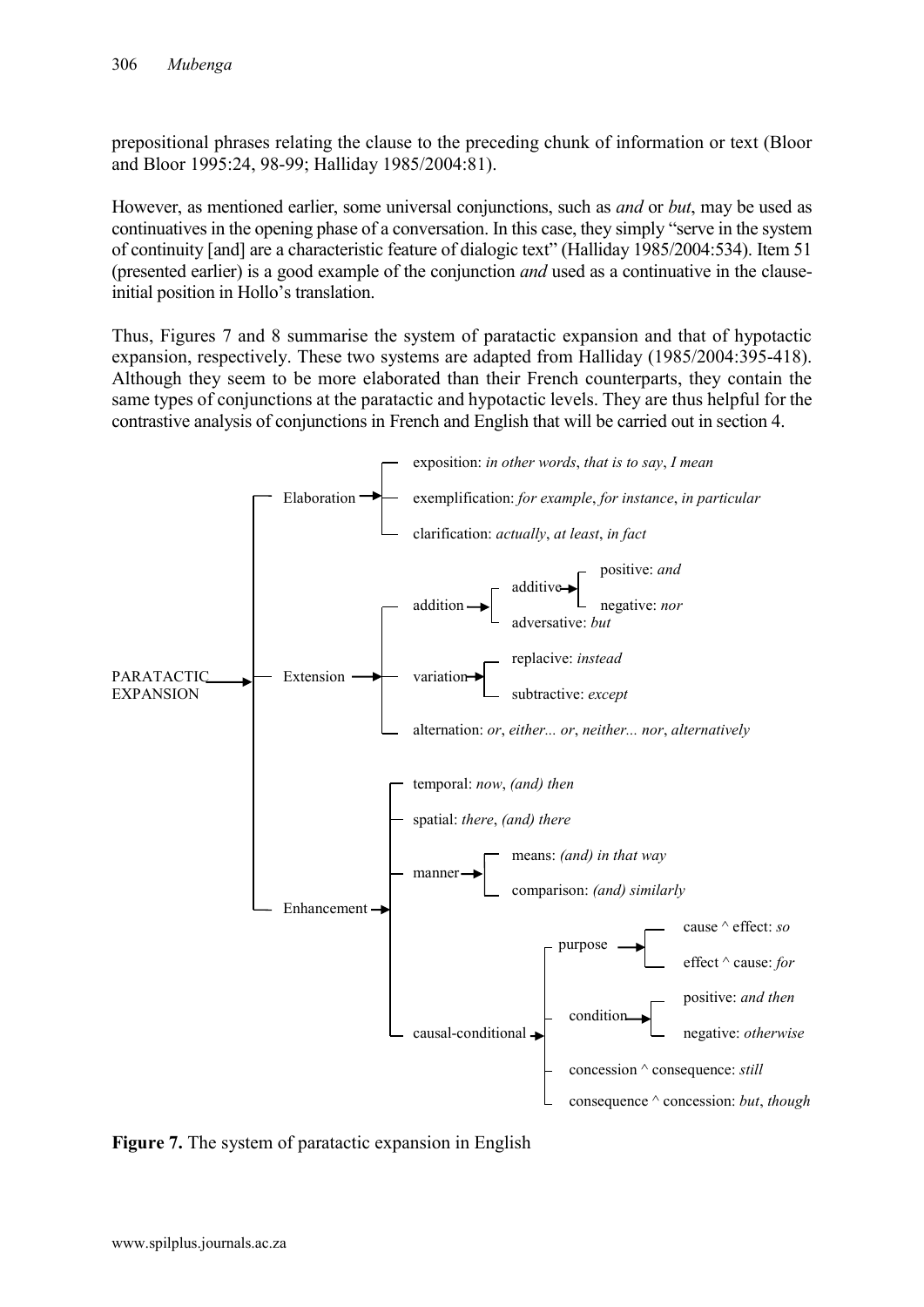prepositional phrases relating the clause to the preceding chunk of information or text (Bloor and Bloor 1995:24, 98-99; Halliday 1985/2004:81).

However, as mentioned earlier, some universal conjunctions, such as *and* or *but*, may be used as continuatives in the opening phase of a conversation. In this case, they simply "serve in the system of continuity [and] are a characteristic feature of dialogic text" (Halliday 1985/2004:534). Item 51 (presented earlier) is a good example of the conjunction *and* used as a continuative in the clause-initial position in Hollo's translation.

Thus, Figures 7 and 8 summarise the system of paratactic expansion and that of hypotactic expansion, respectively. These two systems are adapted from Halliday (1985/2004:395-418). Although they seem to be more elaborated than their French counterparts, they contain the same types of conjunctions at the paratactic and hypotactic levels. They are thus helpful for the contrastive analysis of conjunctions in French and English that will be carried out in section 4.

- PARATACTIC EXPANSION
  - Elaboration
    - exposition: *in other words*, *that is to say*, *I mean*
    - exemplification: *for example*, *for instance*, *in particular*
    - clarification: *actually*, *at least*, *in fact*
  - Extension
    - addition
      - additive
        - positive: *and*
        - negative: *nor*
      - adversative: *but*
    - variation
      - replacive: *instead*
      - subtractive: *except*
    - alternation: *or*, *either... or*, *neither... nor*, *alternatively*
  - Enhancement
    - temporal: *now*, *(and) then*
    - spatial: *there*, *(and) there*
    - manner
      - means: *(and) in that way*
      - comparison: *(and) similarly*
    - causal-conditional
      - purpose
        - cause ^ effect: *so*
        - effect ^ cause: *for*
      - condition
        - positive: *and then*
        - negative: *otherwise*
      - concession ^ consequence: *still*
      - consequence ^ concession: *but*, *though*

**Figure 7.** The system of paratactic expansion in English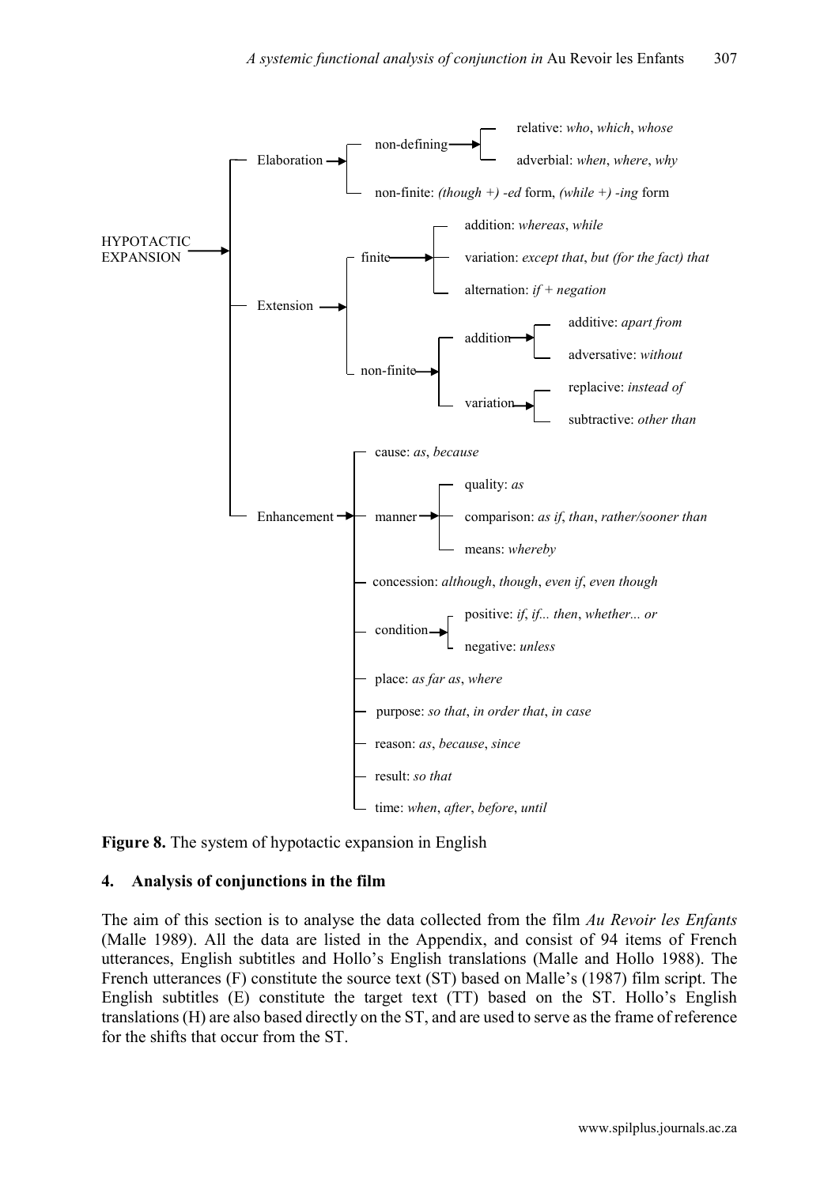- HYPOTACTIC EXPANSION
  - Elaboration
    - non-defining
      - relative: *who*, *which*, *whose*
      - adverbial: *when*, *where*, *why*
    - non-finite: *(though +) -ed* form, *(while +) -ing* form
  - Extension
    - finite
      - addition: *whereas*, *while*
      - variation: *except that*, *but (for the fact) that*
      - alternation: *if + negation*
    - non-finite
      - addition
        - additive: *apart from*
        - adversative: *without*
      - variation
        - replacive: *instead of*
        - subtractive: *other than*
  - Enhancement
    - cause: *as*, *because*
    - manner
      - quality: *as*
      - comparison: *as if*, *than*, *rather/sooner than*
      - means: *whereby*
    - concession: *although*, *though*, *even if*, *even though*
    - condition
      - positive: *if*, *if... then*, *whether... or*
      - negative: *unless*
    - place: *as far as*, *where*
    - purpose: *so that*, *in order that*, *in case*
    - reason: *as*, *because*, *since*
    - result: *so that*
    - time: *when*, *after*, *before*, *until*

**Figure 8.** The system of hypotactic expansion in English

## 4. Analysis of conjunctions in the film

The aim of this section is to analyse the data collected from the film *Au Revoir les Enfants* (Malle 1989). All the data are listed in the Appendix, and consist of 94 items of French utterances, English subtitles and Hollo's English translations (Malle and Hollo 1988). The French utterances (F) constitute the source text (ST) based on Malle's (1987) film script. The English subtitles (E) constitute the target text (TT) based on the ST. Hollo's English translations (H) are also based directly on the ST, and are used to serve as the frame of reference for the shifts that occur from the ST.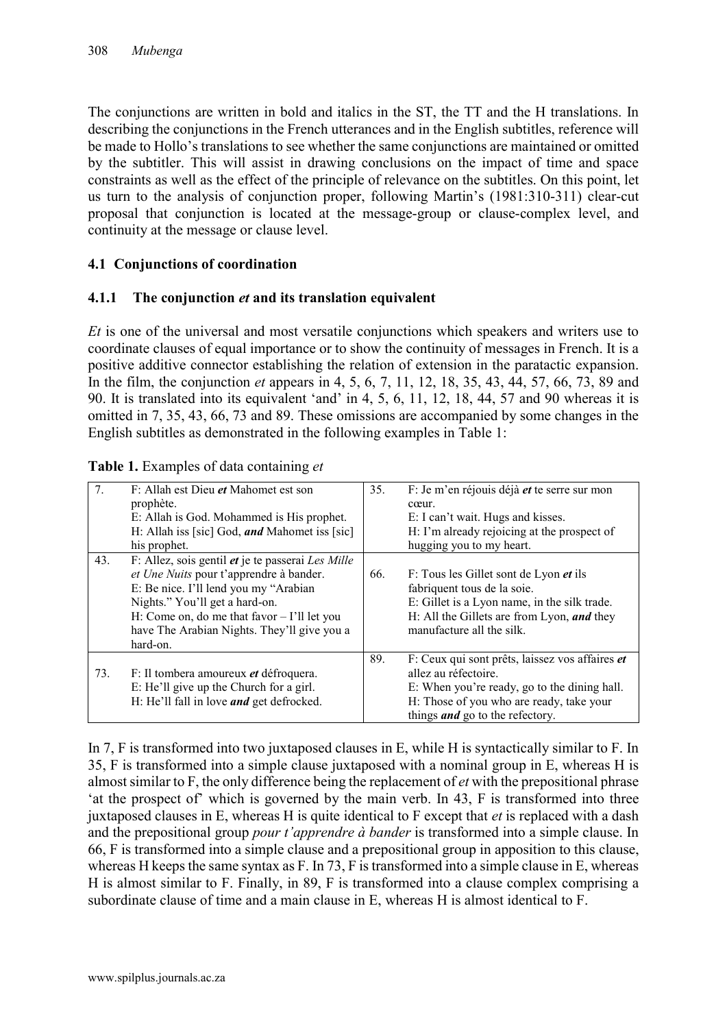The conjunctions are written in bold and italics in the ST, the TT and the H translations. In describing the conjunctions in the French utterances and in the English subtitles, reference will be made to Hollo's translations to see whether the same conjunctions are maintained or omitted by the subtitler. This will assist in drawing conclusions on the impact of time and space constraints as well as the effect of the principle of relevance on the subtitles. On this point, let us turn to the analysis of conjunction proper, following Martin's (1981:310-311) clear-cut proposal that conjunction is located at the message-group or clause-complex level, and continuity at the message or clause level.

### 4.1 Conjunctions of coordination

#### 4.1.1 The conjunction *et* and its translation equivalent

*Et* is one of the universal and most versatile conjunctions which speakers and writers use to coordinate clauses of equal importance or to show the continuity of messages in French. It is a positive additive connector establishing the relation of extension in the paratactic expansion. In the film, the conjunction *et* appears in 4, 5, 6, 7, 11, 12, 18, 35, 43, 44, 57, 66, 73, 89 and 90. It is translated into its equivalent 'and' in 4, 5, 6, 11, 12, 18, 44, 57 and 90 whereas it is omitted in 7, 35, 43, 66, 73 and 89. These omissions are accompanied by some changes in the English subtitles as demonstrated in the following examples in Table 1:

**Table 1.** Examples of data containing *et*

| | | | |
|---|---|---|---|
| 7. | F: Allah est Dieu ***et*** Mahomet est son prophète.<br>E: Allah is God. Mohammed is His prophet.<br>H: Allah iss [sic] God, ***and*** Mahomet iss [sic] his prophet. | 35. | F: Je m'en réjouis déjà ***et*** te serre sur mon cœur.<br>E: I can't wait. Hugs and kisses.<br>H: I'm already rejoicing at the prospect of hugging you to my heart. |
| 43. | F: Allez, sois gentil ***et*** je te passerai *Les Mille et Une Nuits* pour t'apprendre à bander.<br>E: Be nice. I'll lend you my "Arabian Nights." You'll get a hard-on.<br>H: Come on, do me that favor – I'll let you have The Arabian Nights. They'll give you a hard-on. | 66. | F: Tous les Gillet sont de Lyon ***et*** ils fabriquent tous de la soie.<br>E: Gillet is a Lyon name, in the silk trade.<br>H: All the Gillets are from Lyon, ***and*** they manufacture all the silk. |
| 73. | F: Il tombera amoureux ***et*** défroquera.<br>E: He'll give up the Church for a girl.<br>H: He'll fall in love ***and*** get defrocked. | 89. | F: Ceux qui sont prêts, laissez vos affaires ***et*** allez au réfectoire.<br>E: When you're ready, go to the dining hall.<br>H: Those of you who are ready, take your things ***and*** go to the refectory. |

In 7, F is transformed into two juxtaposed clauses in E, while H is syntactically similar to F. In 35, F is transformed into a simple clause juxtaposed with a nominal group in E, whereas H is almost similar to F, the only difference being the replacement of *et* with the prepositional phrase 'at the prospect of' which is governed by the main verb. In 43, F is transformed into three juxtaposed clauses in E, whereas H is quite identical to F except that *et* is replaced with a dash and the prepositional group *pour t'apprendre à bander* is transformed into a simple clause. In 66, F is transformed into a simple clause and a prepositional group in apposition to this clause, whereas H keeps the same syntax as F. In 73, F is transformed into a simple clause in E, whereas H is almost similar to F. Finally, in 89, F is transformed into a clause complex comprising a subordinate clause of time and a main clause in E, whereas H is almost identical to F.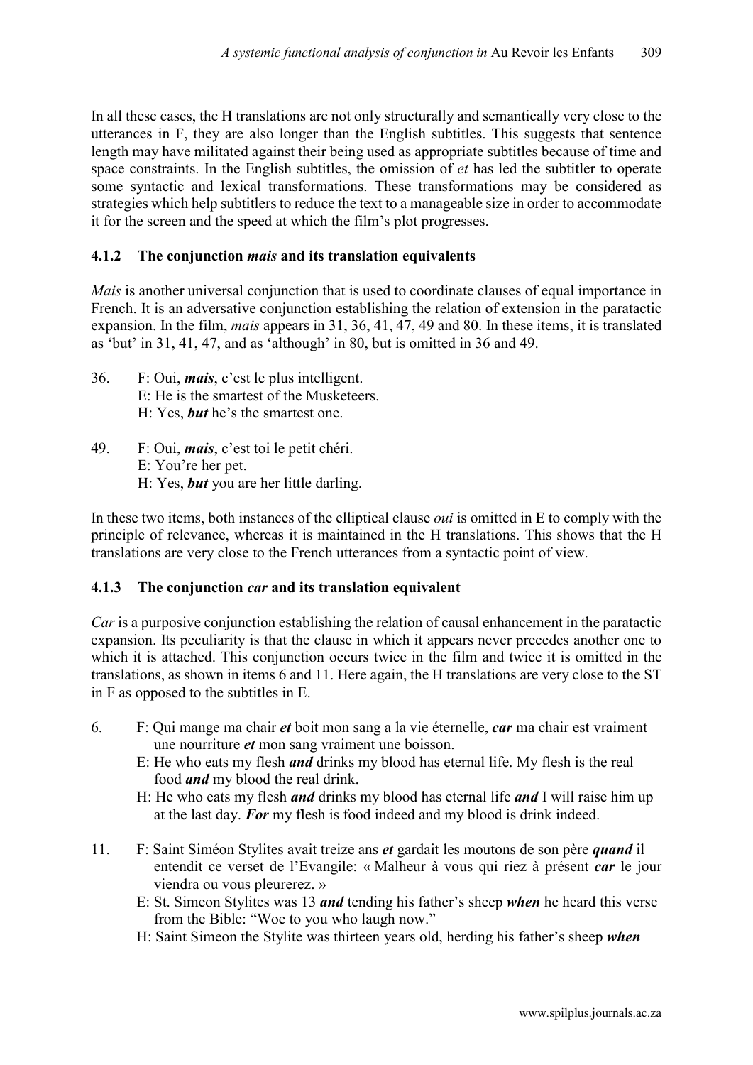In all these cases, the H translations are not only structurally and semantically very close to the utterances in F, they are also longer than the English subtitles. This suggests that sentence length may have militated against their being used as appropriate subtitles because of time and space constraints. In the English subtitles, the omission of *et* has led the subtitler to operate some syntactic and lexical transformations. These transformations may be considered as strategies which help subtitlers to reduce the text to a manageable size in order to accommodate it for the screen and the speed at which the film's plot progresses.

### 4.1.2 The conjunction *mais* and its translation equivalents

*Mais* is another universal conjunction that is used to coordinate clauses of equal importance in French. It is an adversative conjunction establishing the relation of extension in the paratactic expansion. In the film, *mais* appears in 31, 36, 41, 47, 49 and 80. In these items, it is translated as 'but' in 31, 41, 47, and as 'although' in 80, but is omitted in 36 and 49.

36. F: Oui, ***mais***, c'est le plus intelligent.
    E: He is the smartest of the Musketeers.
    H: Yes, ***but*** he's the smartest one.

49. F: Oui, ***mais***, c'est toi le petit chéri.
    E: You're her pet.
    H: Yes, ***but*** you are her little darling.

In these two items, both instances of the elliptical clause *oui* is omitted in E to comply with the principle of relevance, whereas it is maintained in the H translations. This shows that the H translations are very close to the French utterances from a syntactic point of view.

### 4.1.3 The conjunction *car* and its translation equivalent

*Car* is a purposive conjunction establishing the relation of causal enhancement in the paratactic expansion. Its peculiarity is that the clause in which it appears never precedes another one to which it is attached. This conjunction occurs twice in the film and twice it is omitted in the translations, as shown in items 6 and 11. Here again, the H translations are very close to the ST in F as opposed to the subtitles in E.

6. F: Qui mange ma chair ***et*** boit mon sang a la vie éternelle, ***car*** ma chair est vraiment une nourriture ***et*** mon sang vraiment une boisson.
   E: He who eats my flesh ***and*** drinks my blood has eternal life. My flesh is the real food ***and*** my blood the real drink.
   H: He who eats my flesh ***and*** drinks my blood has eternal life ***and*** I will raise him up at the last day. ***For*** my flesh is food indeed and my blood is drink indeed.

11. F: Saint Siméon Stylites avait treize ans ***et*** gardait les moutons de son père ***quand*** il entendit ce verset de l'Evangile: « Malheur à vous qui riez à présent ***car*** le jour viendra ou vous pleurerez. »
    E: St. Simeon Stylites was 13 ***and*** tending his father's sheep ***when*** he heard this verse from the Bible: "Woe to you who laugh now."
    H: Saint Simeon the Stylite was thirteen years old, herding his father's sheep ***when***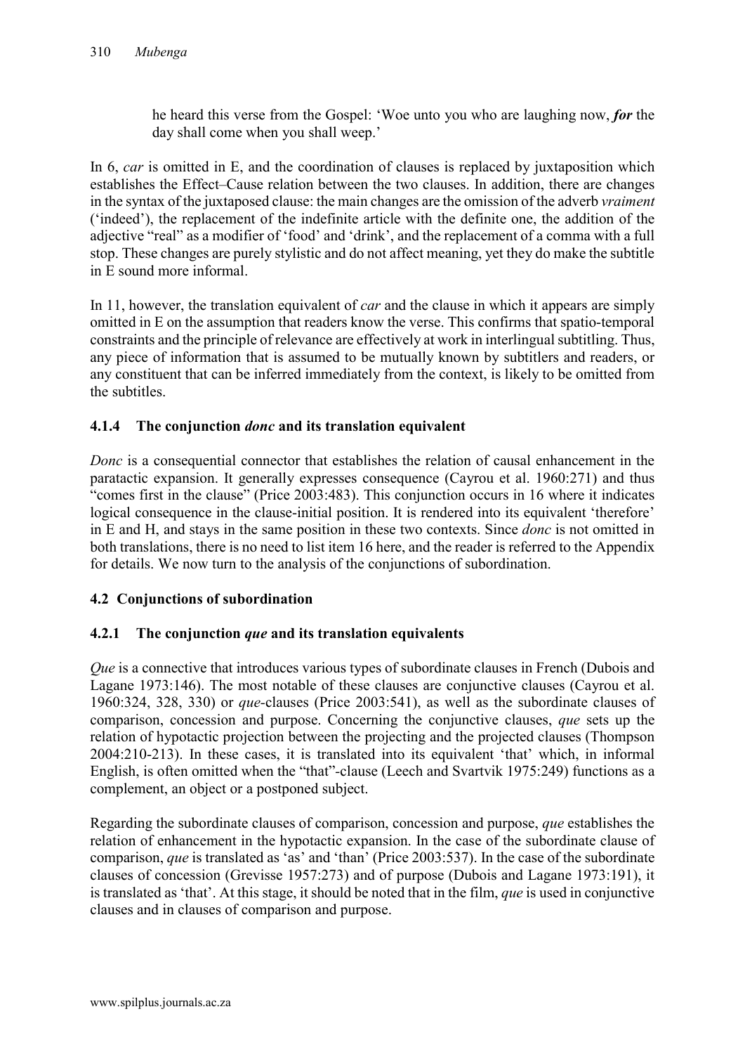he heard this verse from the Gospel: 'Woe unto you who are laughing now, ***for*** the day shall come when you shall weep.'

In 6, *car* is omitted in E, and the coordination of clauses is replaced by juxtaposition which establishes the Effect–Cause relation between the two clauses. In addition, there are changes in the syntax of the juxtaposed clause: the main changes are the omission of the adverb *vraiment* ('indeed'), the replacement of the indefinite article with the definite one, the addition of the adjective "real" as a modifier of 'food' and 'drink', and the replacement of a comma with a full stop. These changes are purely stylistic and do not affect meaning, yet they do make the subtitle in E sound more informal.

In 11, however, the translation equivalent of *car* and the clause in which it appears are simply omitted in E on the assumption that readers know the verse. This confirms that spatio-temporal constraints and the principle of relevance are effectively at work in interlingual subtitling. Thus, any piece of information that is assumed to be mutually known by subtitlers and readers, or any constituent that can be inferred immediately from the context, is likely to be omitted from the subtitles.

### 4.1.4 The conjunction *donc* and its translation equivalent

*Donc* is a consequential connector that establishes the relation of causal enhancement in the paratactic expansion. It generally expresses consequence (Cayrou et al. 1960:271) and thus "comes first in the clause" (Price 2003:483). This conjunction occurs in 16 where it indicates logical consequence in the clause-initial position. It is rendered into its equivalent 'therefore' in E and H, and stays in the same position in these two contexts. Since *donc* is not omitted in both translations, there is no need to list item 16 here, and the reader is referred to the Appendix for details. We now turn to the analysis of the conjunctions of subordination.

## 4.2 Conjunctions of subordination

### 4.2.1 The conjunction *que* and its translation equivalents

*Que* is a connective that introduces various types of subordinate clauses in French (Dubois and Lagane 1973:146). The most notable of these clauses are conjunctive clauses (Cayrou et al. 1960:324, 328, 330) or *que*-clauses (Price 2003:541), as well as the subordinate clauses of comparison, concession and purpose. Concerning the conjunctive clauses, *que* sets up the relation of hypotactic projection between the projecting and the projected clauses (Thompson 2004:210-213). In these cases, it is translated into its equivalent 'that' which, in informal English, is often omitted when the "that"-clause (Leech and Svartvik 1975:249) functions as a complement, an object or a postponed subject.

Regarding the subordinate clauses of comparison, concession and purpose, *que* establishes the relation of enhancement in the hypotactic expansion. In the case of the subordinate clause of comparison, *que* is translated as 'as' and 'than' (Price 2003:537). In the case of the subordinate clauses of concession (Grevisse 1957:273) and of purpose (Dubois and Lagane 1973:191), it is translated as 'that'. At this stage, it should be noted that in the film, *que* is used in conjunctive clauses and in clauses of comparison and purpose.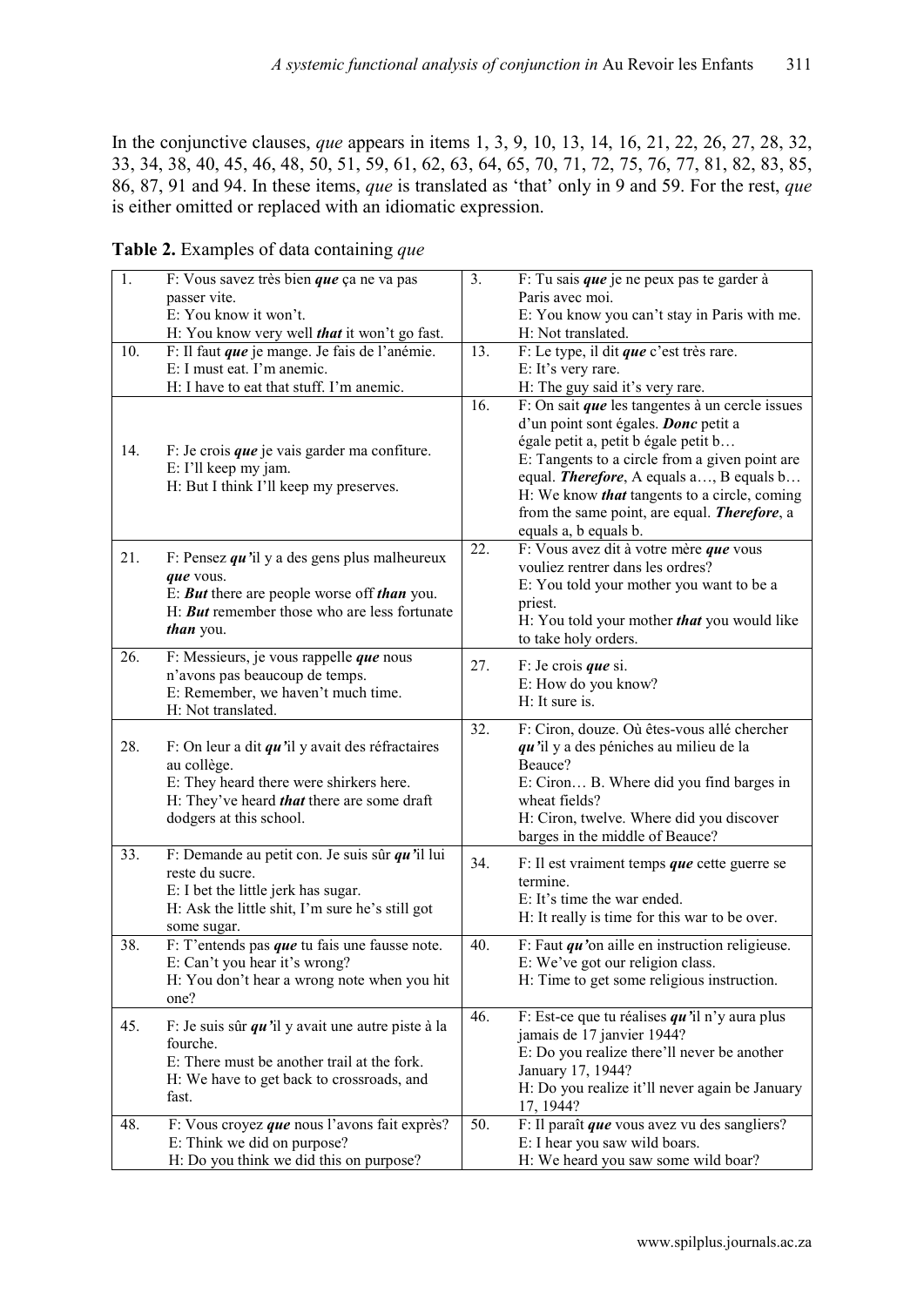In the conjunctive clauses, *que* appears in items 1, 3, 9, 10, 13, 14, 16, 21, 22, 26, 27, 28, 32, 33, 34, 38, 40, 45, 46, 48, 50, 51, 59, 61, 62, 63, 64, 65, 70, 71, 72, 75, 76, 77, 81, 82, 83, 85, 86, 87, 91 and 94. In these items, *que* is translated as 'that' only in 9 and 59. For the rest, *que* is either omitted or replaced with an idiomatic expression.

**Table 2.** Examples of data containing *que*

| | | | |
|---|---|---|---|
| 1. | F: Vous savez très bien ***que*** ça ne va pas passer vite.<br>E: You know it won't.<br>H: You know very well ***that*** it won't go fast. | 3. | F: Tu sais ***que*** je ne peux pas te garder à Paris avec moi.<br>E: You know you can't stay in Paris with me.<br>H: Not translated. |
| 10. | F: Il faut ***que*** je mange. Je fais de l'anémie.<br>E: I must eat. I'm anemic.<br>H: I have to eat that stuff. I'm anemic. | 13. | F: Le type, il dit ***que*** c'est très rare.<br>E: It's very rare.<br>H: The guy said it's very rare. |
| 14. | F: Je crois ***que*** je vais garder ma confiture.<br>E: I'll keep my jam.<br>H: But I think I'll keep my preserves. | 16. | F: On sait ***que*** les tangentes à un cercle issues d'un point sont égales. ***Donc*** petit a égale petit a, petit b égale petit b…<br>E: Tangents to a circle from a given point are equal. ***Therefore***, A equals a…, B equals b…<br>H: We know ***that*** tangents to a circle, coming from the same point, are equal. ***Therefore***, a equals a, b equals b. |
| 21. | F: Pensez ***qu'***il y a des gens plus malheureux ***que*** vous.<br>E: ***But*** there are people worse off ***than*** you.<br>H: ***But*** remember those who are less fortunate ***than*** you. | 22. | F: Vous avez dit à votre mère ***que*** vous vouliez rentrer dans les ordres?<br>E: You told your mother you want to be a priest.<br>H: You told your mother ***that*** you would like to take holy orders. |
| 26. | F: Messieurs, je vous rappelle ***que*** nous n'avons pas beaucoup de temps.<br>E: Remember, we haven't much time.<br>H: Not translated. | 27. | F: Je crois ***que*** si.<br>E: How do you know?<br>H: It sure is. |
| 28. | F: On leur a dit ***qu'***il y avait des réfractaires au collège.<br>E: They heard there were shirkers here.<br>H: They've heard ***that*** there are some draft dodgers at this school. | 32. | F: Ciron, douze. Où êtes-vous allé chercher ***qu'***il y a des péniches au milieu de la Beauce?<br>E: Ciron… B. Where did you find barges in wheat fields?<br>H: Ciron, twelve. Where did you discover barges in the middle of Beauce? |
| 33. | F: Demande au petit con. Je suis sûr ***qu'***il lui reste du sucre.<br>E: I bet the little jerk has sugar.<br>H: Ask the little shit, I'm sure he's still got some sugar. | 34. | F: Il est vraiment temps ***que*** cette guerre se termine.<br>E: It's time the war ended.<br>H: It really is time for this war to be over. |
| 38. | F: T'entends pas ***que*** tu fais une fausse note.<br>E: Can't you hear it's wrong?<br>H: You don't hear a wrong note when you hit one? | 40. | F: Faut ***qu'***on aille en instruction religieuse.<br>E: We've got our religion class.<br>H: Time to get some religious instruction. |
| 45. | F: Je suis sûr ***qu'***il y avait une autre piste à la fourche.<br>E: There must be another trail at the fork.<br>H: We have to get back to crossroads, and fast. | 46. | F: Est-ce que tu réalises ***qu'***il n'y aura plus jamais de 17 janvier 1944?<br>E: Do you realize there'll never be another January 17, 1944?<br>H: Do you realize it'll never again be January 17, 1944? |
| 48. | F: Vous croyez ***que*** nous l'avons fait exprès?<br>E: Think we did on purpose?<br>H: Do you think we did this on purpose? | 50. | F: Il paraît ***que*** vous avez vu des sangliers?<br>E: I hear you saw wild boars.<br>H: We heard you saw some wild boar? |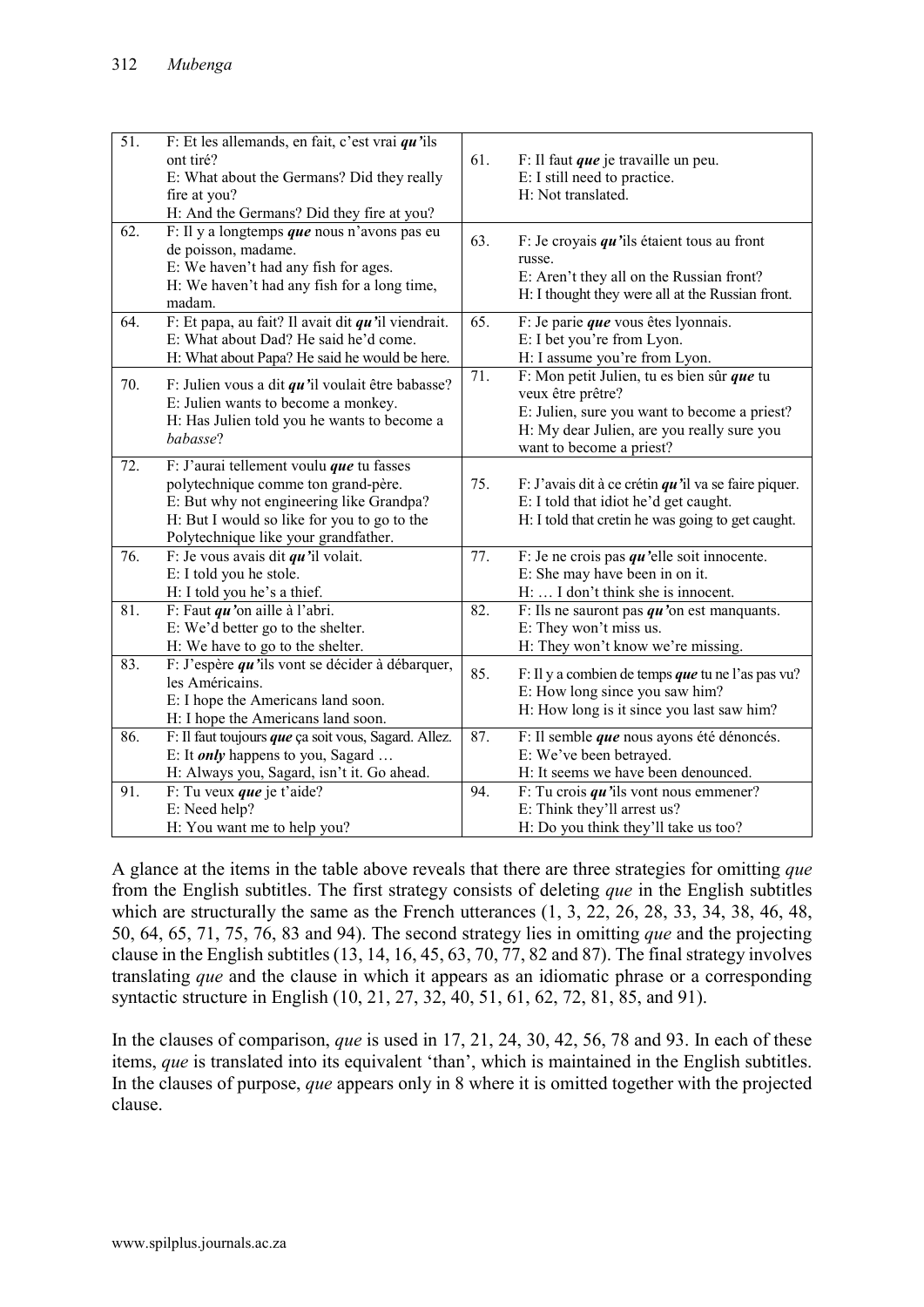| | | | |
|---|---|---|---|
| 51. | F: Et les allemands, en fait, c'est vrai ***qu'***ils ont tiré?<br>E: What about the Germans? Did they really fire at you?<br>H: And the Germans? Did they fire at you? | 61. | F: Il faut ***que*** je travaille un peu.<br>E: I still need to practice.<br>H: Not translated. |
| 62. | F: Il y a longtemps ***que*** nous n'avons pas eu de poisson, madame.<br>E: We haven't had any fish for ages.<br>H: We haven't had any fish for a long time, madam. | 63. | F: Je croyais ***qu'***ils étaient tous au front russe.<br>E: Aren't they all on the Russian front?<br>H: I thought they were all at the Russian front. |
| 64. | F: Et papa, au fait? Il avait dit ***qu'***il viendrait.<br>E: What about Dad? He said he'd come.<br>H: What about Papa? He said he would be here. | 65. | F: Je parie ***que*** vous êtes lyonnais.<br>E: I bet you're from Lyon.<br>H: I assume you're from Lyon. |
| 70. | F: Julien vous a dit ***qu'***il voulait être babasse?<br>E: Julien wants to become a monkey.<br>H: Has Julien told you he wants to become a *babasse*? | 71. | F: Mon petit Julien, tu es bien sûr ***que*** tu veux être prêtre?<br>E: Julien, sure you want to become a priest?<br>H: My dear Julien, are you really sure you want to become a priest? |
| 72. | F: J'aurai tellement voulu ***que*** tu fasses polytechnique comme ton grand-père.<br>E: But why not engineering like Grandpa?<br>H: But I would so like for you to go to the Polytechnique like your grandfather. | 75. | F: J'avais dit à ce crétin ***qu'***il va se faire piquer.<br>E: I told that idiot he'd get caught.<br>H: I told that cretin he was going to get caught. |
| 76. | F: Je vous avais dit ***qu'***il volait.<br>E: I told you he stole.<br>H: I told you he's a thief. | 77. | F: Je ne crois pas ***qu'***elle soit innocente.<br>E: She may have been in on it.<br>H: … I don't think she is innocent. |
| 81. | F: Faut ***qu'***on aille à l'abri.<br>E: We'd better go to the shelter.<br>H: We have to go to the shelter. | 82. | F: Ils ne sauront pas ***qu'***on est manquants.<br>E: They won't miss us.<br>H: They won't know we're missing. |
| 83. | F: J'espère ***qu'***ils vont se décider à débarquer, les Américains.<br>E: I hope the Americans land soon.<br>H: I hope the Americans land soon. | 85. | F: Il y a combien de temps ***que*** tu ne l'as pas vu?<br>E: How long since you saw him?<br>H: How long is it since you last saw him? |
| 86. | F: Il faut toujours ***que*** ça soit vous, Sagard. Allez.<br>E: It ***only*** happens to you, Sagard …<br>H: Always you, Sagard, isn't it. Go ahead. | 87. | F: Il semble ***que*** nous ayons été dénoncés.<br>E: We've been betrayed.<br>H: It seems we have been denounced. |
| 91. | F: Tu veux ***que*** je t'aide?<br>E: Need help?<br>H: You want me to help you? | 94. | F: Tu crois ***qu'***ils vont nous emmener?<br>E: Think they'll arrest us?<br>H: Do you think they'll take us too? |

A glance at the items in the table above reveals that there are three strategies for omitting *que* from the English subtitles. The first strategy consists of deleting *que* in the English subtitles which are structurally the same as the French utterances (1, 3, 22, 26, 28, 33, 34, 38, 46, 48, 50, 64, 65, 71, 75, 76, 83 and 94). The second strategy lies in omitting *que* and the projecting clause in the English subtitles (13, 14, 16, 45, 63, 70, 77, 82 and 87). The final strategy involves translating *que* and the clause in which it appears as an idiomatic phrase or a corresponding syntactic structure in English (10, 21, 27, 32, 40, 51, 61, 62, 72, 81, 85, and 91).

In the clauses of comparison, *que* is used in 17, 21, 24, 30, 42, 56, 78 and 93. In each of these items, *que* is translated into its equivalent 'than', which is maintained in the English subtitles. In the clauses of purpose, *que* appears only in 8 where it is omitted together with the projected clause.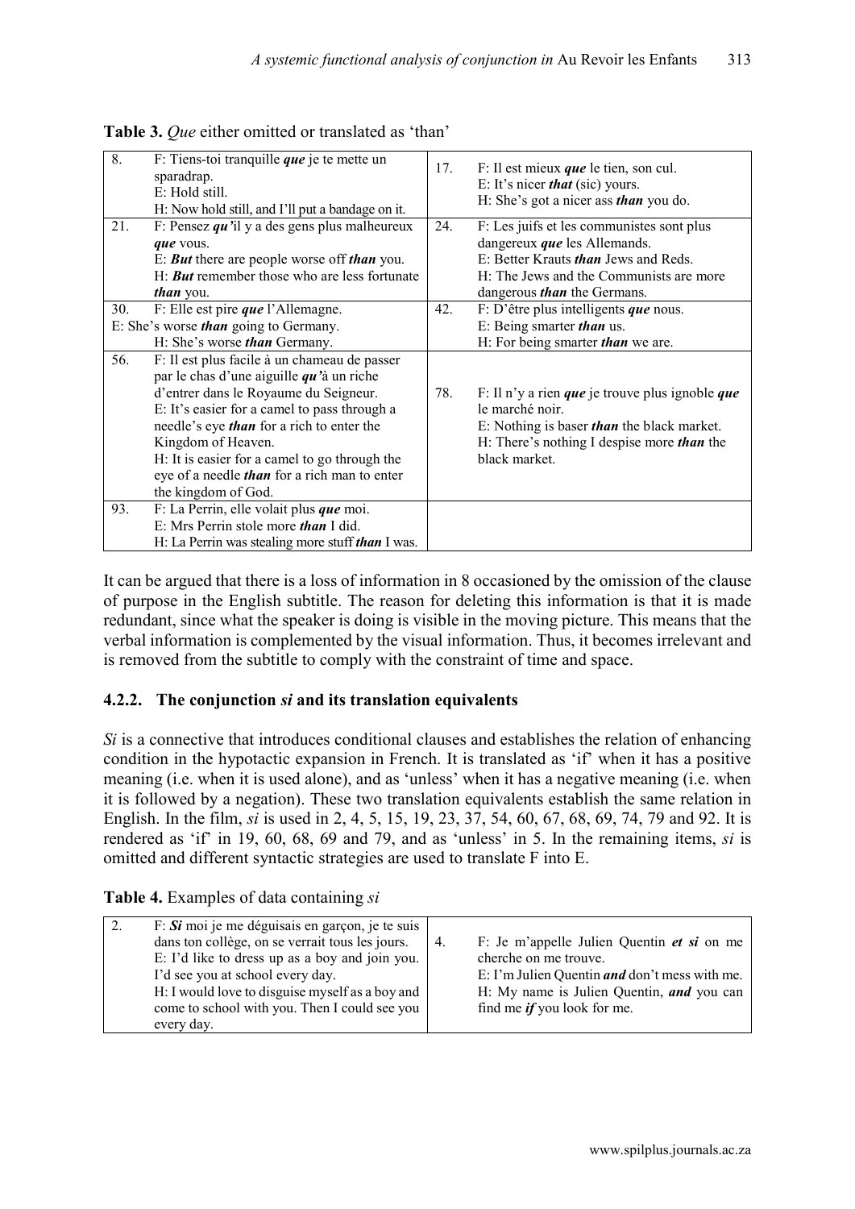**Table 3.** *Que* either omitted or translated as 'than'

| | | | |
|---|---|---|---|
| 8. | F: Tiens-toi tranquille ***que*** je te mette un sparadrap.<br>E: Hold still.<br>H: Now hold still, and I'll put a bandage on it. | 17. | F: Il est mieux ***que*** le tien, son cul.<br>E: It's nicer ***that*** (sic) yours.<br>H: She's got a nicer ass ***than*** you do. |
| 21. | F: Pensez ***qu'***il y a des gens plus malheureux ***que*** vous.<br>E: ***But*** there are people worse off ***than*** you.<br>H: ***But*** remember those who are less fortunate ***than*** you. | 24. | F: Les juifs et les communistes sont plus dangereux ***que*** les Allemands.<br>E: Better Krauts ***than*** Jews and Reds.<br>H: The Jews and the Communists are more dangerous ***than*** the Germans. |
| 30. | F: Elle est pire ***que*** l'Allemagne.<br>E: She's worse ***than*** going to Germany.<br>H: She's worse ***than*** Germany. | 42. | F: D'être plus intelligents ***que*** nous.<br>E: Being smarter ***than*** us.<br>H: For being smarter ***than*** we are. |
| 56. | F: Il est plus facile à un chameau de passer par le chas d'une aiguille ***qu'***à un riche d'entrer dans le Royaume du Seigneur.<br>E: It's easier for a camel to pass through a needle's eye ***than*** for a rich to enter the Kingdom of Heaven.<br>H: It is easier for a camel to go through the eye of a needle ***than*** for a rich man to enter the kingdom of God. | 78. | F: Il n'y a rien ***que*** je trouve plus ignoble ***que*** le marché noir.<br>E: Nothing is baser ***than*** the black market.<br>H: There's nothing I despise more ***than*** the black market. |
| 93. | F: La Perrin, elle volait plus ***que*** moi.<br>E: Mrs Perrin stole more ***than*** I did.<br>H: La Perrin was stealing more stuff ***than*** I was. | | |

It can be argued that there is a loss of information in 8 occasioned by the omission of the clause of purpose in the English subtitle. The reason for deleting this information is that it is made redundant, since what the speaker is doing is visible in the moving picture. This means that the verbal information is complemented by the visual information. Thus, it becomes irrelevant and is removed from the subtitle to comply with the constraint of time and space.

### 4.2.2. The conjunction *si* and its translation equivalents

*Si* is a connective that introduces conditional clauses and establishes the relation of enhancing condition in the hypotactic expansion in French. It is translated as 'if' when it has a positive meaning (i.e. when it is used alone), and as 'unless' when it has a negative meaning (i.e. when it is followed by a negation). These two translation equivalents establish the same relation in English. In the film, *si* is used in 2, 4, 5, 15, 19, 23, 37, 54, 60, 67, 68, 69, 74, 79 and 92. It is rendered as 'if' in 19, 60, 68, 69 and 79, and as 'unless' in 5. In the remaining items, *si* is omitted and different syntactic strategies are used to translate F into E.

**Table 4.** Examples of data containing *si*

| | | | |
|---|---|---|---|
| 2. | F: ***Si*** moi je me déguisais en garçon, je te suis dans ton collège, on se verrait tous les jours.<br>E: I'd like to dress up as a boy and join you. I'd see you at school every day.<br>H: I would love to disguise myself as a boy and come to school with you. Then I could see you every day. | 4. | F: Je m'appelle Julien Quentin ***et si*** on me cherche on me trouve.<br>E: I'm Julien Quentin ***and*** don't mess with me.<br>H: My name is Julien Quentin, ***and*** you can find me ***if*** you look for me. |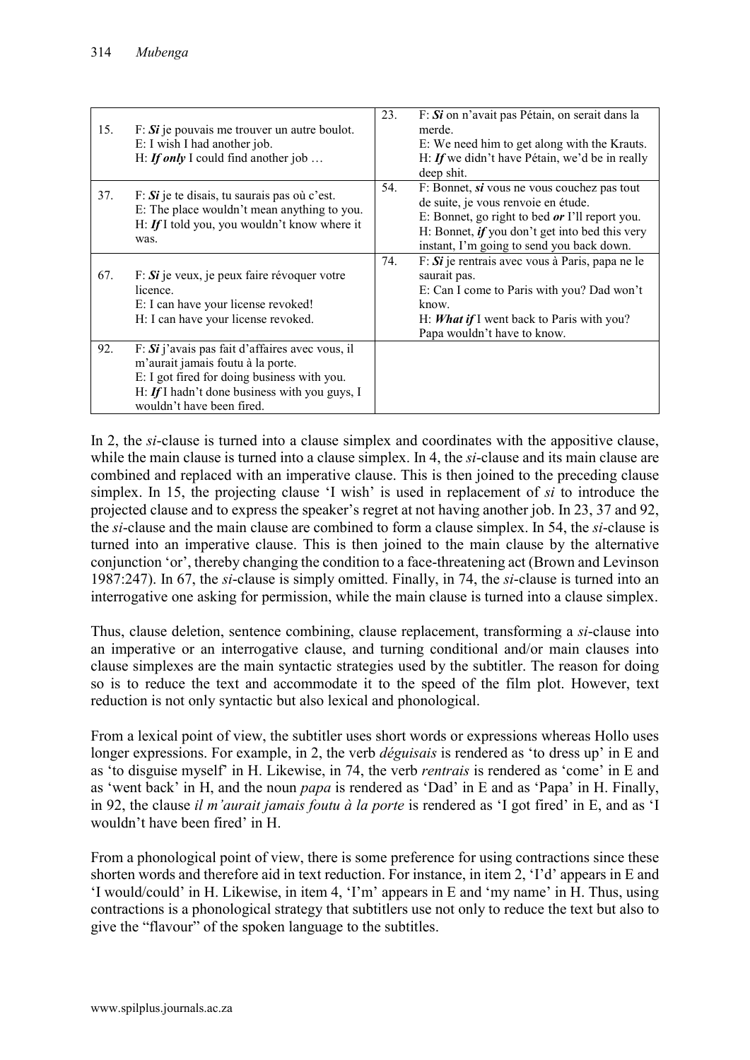| | | | |
|---|---|---|---|
| 15. | F: ***Si*** je pouvais me trouver un autre boulot.<br>E: I wish I had another job.<br>H: ***If only*** I could find another job … | 23. | F: ***Si*** on n'avait pas Pétain, on serait dans la merde.<br>E: We need him to get along with the Krauts.<br>H: ***If*** we didn't have Pétain, we'd be in really deep shit. |
| 37. | F: ***Si*** je te disais, tu saurais pas où c'est.<br>E: The place wouldn't mean anything to you.<br>H: ***If*** I told you, you wouldn't know where it was. | 54. | F: Bonnet, ***si*** vous ne vous couchez pas tout de suite, je vous renvoie en étude.<br>E: Bonnet, go right to bed ***or*** I'll report you.<br>H: Bonnet, ***if*** you don't get into bed this very instant, I'm going to send you back down. |
| 67. | F: ***Si*** je veux, je peux faire révoquer votre licence.<br>E: I can have your license revoked!<br>H: I can have your license revoked. | 74. | F: ***Si*** je rentrais avec vous à Paris, papa ne le saurait pas.<br>E: Can I come to Paris with you? Dad won't know.<br>H: ***What if*** I went back to Paris with you? Papa wouldn't have to know. |
| 92. | F: ***Si*** j'avais pas fait d'affaires avec vous, il m'aurait jamais foutu à la porte.<br>E: I got fired for doing business with you.<br>H: ***If*** I hadn't done business with you guys, I wouldn't have been fired. | | |

In 2, the *si*-clause is turned into a clause simplex and coordinates with the appositive clause, while the main clause is turned into a clause simplex. In 4, the *si*-clause and its main clause are combined and replaced with an imperative clause. This is then joined to the preceding clause simplex. In 15, the projecting clause 'I wish' is used in replacement of *si* to introduce the projected clause and to express the speaker's regret at not having another job. In 23, 37 and 92, the *si*-clause and the main clause are combined to form a clause simplex. In 54, the *si*-clause is turned into an imperative clause. This is then joined to the main clause by the alternative conjunction 'or', thereby changing the condition to a face-threatening act (Brown and Levinson 1987:247). In 67, the *si*-clause is simply omitted. Finally, in 74, the *si*-clause is turned into an interrogative one asking for permission, while the main clause is turned into a clause simplex.

Thus, clause deletion, sentence combining, clause replacement, transforming a *si*-clause into an imperative or an interrogative clause, and turning conditional and/or main clauses into clause simplexes are the main syntactic strategies used by the subtitler. The reason for doing so is to reduce the text and accommodate it to the speed of the film plot. However, text reduction is not only syntactic but also lexical and phonological.

From a lexical point of view, the subtitler uses short words or expressions whereas Hollo uses longer expressions. For example, in 2, the verb *déguisais* is rendered as 'to dress up' in E and as 'to disguise myself' in H. Likewise, in 74, the verb *rentrais* is rendered as 'come' in E and as 'went back' in H, and the noun *papa* is rendered as 'Dad' in E and as 'Papa' in H. Finally, in 92, the clause *il m'aurait jamais foutu à la porte* is rendered as 'I got fired' in E, and as 'I wouldn't have been fired' in H.

From a phonological point of view, there is some preference for using contractions since these shorten words and therefore aid in text reduction. For instance, in item 2, 'I'd' appears in E and 'I would/could' in H. Likewise, in item 4, 'I'm' appears in E and 'my name' in H. Thus, using contractions is a phonological strategy that subtitlers use not only to reduce the text but also to give the "flavour" of the spoken language to the subtitles.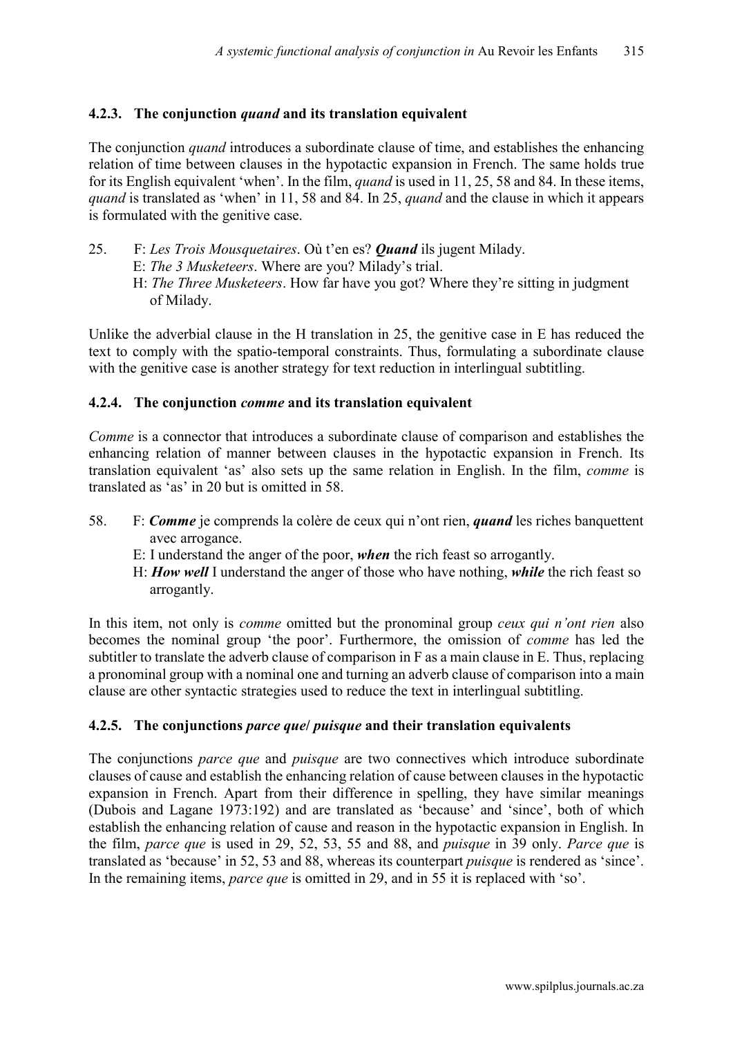### 4.2.3. The conjunction *quand* and its translation equivalent

The conjunction *quand* introduces a subordinate clause of time, and establishes the enhancing relation of time between clauses in the hypotactic expansion in French. The same holds true for its English equivalent 'when'. In the film, *quand* is used in 11, 25, 58 and 84. In these items, *quand* is translated as 'when' in 11, 58 and 84. In 25, *quand* and the clause in which it appears is formulated with the genitive case.

25. F: *Les Trois Mousquetaires*. Où t'en es? ***Quand*** ils jugent Milady.
    E: *The 3 Musketeers*. Where are you? Milady's trial.
    H: *The Three Musketeers*. How far have you got? Where they're sitting in judgment of Milady.

Unlike the adverbial clause in the H translation in 25, the genitive case in E has reduced the text to comply with the spatio-temporal constraints. Thus, formulating a subordinate clause with the genitive case is another strategy for text reduction in interlingual subtitling.

### 4.2.4. The conjunction *comme* and its translation equivalent

*Comme* is a connector that introduces a subordinate clause of comparison and establishes the enhancing relation of manner between clauses in the hypotactic expansion in French. Its translation equivalent 'as' also sets up the same relation in English. In the film, *comme* is translated as 'as' in 20 but is omitted in 58.

58. F: ***Comme*** je comprends la colère de ceux qui n'ont rien, ***quand*** les riches banquettent avec arrogance.
    E: I understand the anger of the poor, ***when*** the rich feast so arrogantly.
    H: ***How well*** I understand the anger of those who have nothing, ***while*** the rich feast so arrogantly.

In this item, not only is *comme* omitted but the pronominal group *ceux qui n'ont rien* also becomes the nominal group 'the poor'. Furthermore, the omission of *comme* has led the subtitler to translate the adverb clause of comparison in F as a main clause in E. Thus, replacing a pronominal group with a nominal one and turning an adverb clause of comparison into a main clause are other syntactic strategies used to reduce the text in interlingual subtitling.

### 4.2.5. The conjunctions *parce que*/ *puisque* and their translation equivalents

The conjunctions *parce que* and *puisque* are two connectives which introduce subordinate clauses of cause and establish the enhancing relation of cause between clauses in the hypotactic expansion in French. Apart from their difference in spelling, they have similar meanings (Dubois and Lagane 1973:192) and are translated as 'because' and 'since', both of which establish the enhancing relation of cause and reason in the hypotactic expansion in English. In the film, *parce que* is used in 29, 52, 53, 55 and 88, and *puisque* in 39 only. *Parce que* is translated as 'because' in 52, 53 and 88, whereas its counterpart *puisque* is rendered as 'since'. In the remaining items, *parce que* is omitted in 29, and in 55 it is replaced with 'so'.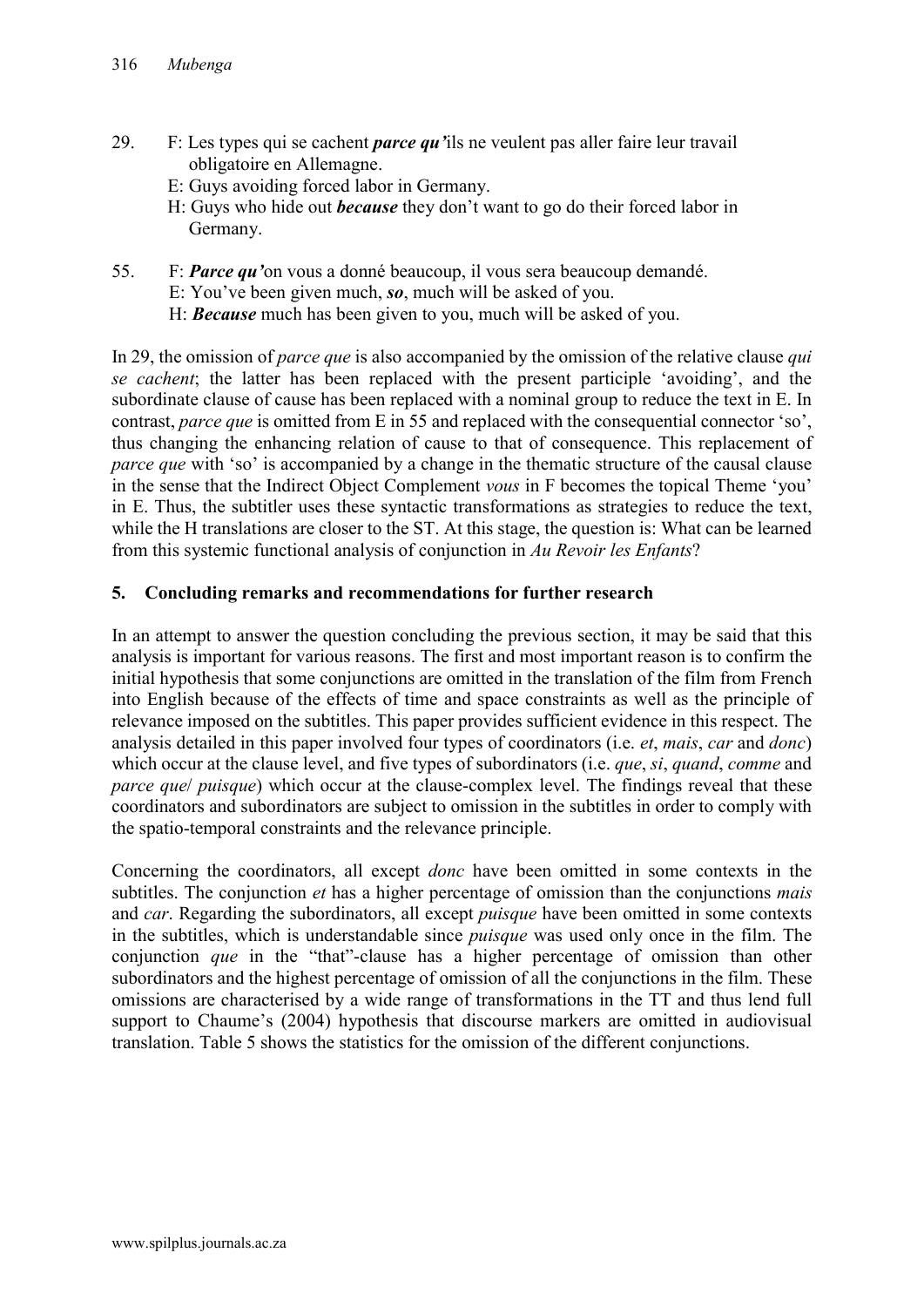29. F: Les types qui se cachent ***parce qu'***ils ne veulent pas aller faire leur travail obligatoire en Allemagne.
    E: Guys avoiding forced labor in Germany.
    H: Guys who hide out ***because*** they don't want to go do their forced labor in Germany.

55. F: ***Parce qu'***on vous a donné beaucoup, il vous sera beaucoup demandé.
    E: You've been given much, ***so***, much will be asked of you.
    H: ***Because*** much has been given to you, much will be asked of you.

In 29, the omission of *parce que* is also accompanied by the omission of the relative clause *qui se cachent*; the latter has been replaced with the present participle 'avoiding', and the subordinate clause of cause has been replaced with a nominal group to reduce the text in E. In contrast, *parce que* is omitted from E in 55 and replaced with the consequential connector 'so', thus changing the enhancing relation of cause to that of consequence. This replacement of *parce que* with 'so' is accompanied by a change in the thematic structure of the causal clause in the sense that the Indirect Object Complement *vous* in F becomes the topical Theme 'you' in E. Thus, the subtitler uses these syntactic transformations as strategies to reduce the text, while the H translations are closer to the ST. At this stage, the question is: What can be learned from this systemic functional analysis of conjunction in *Au Revoir les Enfants*?

## 5. Concluding remarks and recommendations for further research

In an attempt to answer the question concluding the previous section, it may be said that this analysis is important for various reasons. The first and most important reason is to confirm the initial hypothesis that some conjunctions are omitted in the translation of the film from French into English because of the effects of time and space constraints as well as the principle of relevance imposed on the subtitles. This paper provides sufficient evidence in this respect. The analysis detailed in this paper involved four types of coordinators (i.e. *et*, *mais*, *car* and *donc*) which occur at the clause level, and five types of subordinators (i.e. *que*, *si*, *quand*, *comme* and *parce que*/ *puisque*) which occur at the clause-complex level. The findings reveal that these coordinators and subordinators are subject to omission in the subtitles in order to comply with the spatio-temporal constraints and the relevance principle.

Concerning the coordinators, all except *donc* have been omitted in some contexts in the subtitles. The conjunction *et* has a higher percentage of omission than the conjunctions *mais* and *car*. Regarding the subordinators, all except *puisque* have been omitted in some contexts in the subtitles, which is understandable since *puisque* was used only once in the film. The conjunction *que* in the "that"-clause has a higher percentage of omission than other subordinators and the highest percentage of omission of all the conjunctions in the film. These omissions are characterised by a wide range of transformations in the TT and thus lend full support to Chaume's (2004) hypothesis that discourse markers are omitted in audiovisual translation. Table 5 shows the statistics for the omission of the different conjunctions.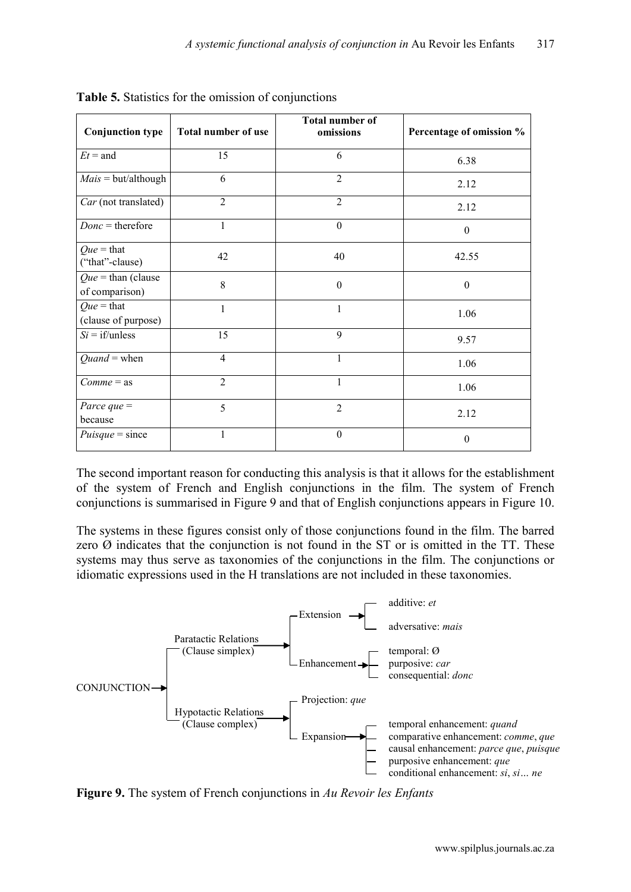**Table 5.** Statistics for the omission of conjunctions

| Conjunction type | Total number of use | Total number of omissions | Percentage of omission % |
|---|---|---|---|
| *Et* = and | 15 | 6 | 6.38 |
| *Mais* = but/although | 6 | 2 | 2.12 |
| *Car* (not translated) | 2 | 2 | 2.12 |
| *Donc* = therefore | 1 | 0 | 0 |
| *Que* = that ("that"-clause) | 42 | 40 | 42.55 |
| *Que* = than (clause of comparison) | 8 | 0 | 0 |
| *Que* = that (clause of purpose) | 1 | 1 | 1.06 |
| *Si* = if/unless | 15 | 9 | 9.57 |
| *Quand* = when | 4 | 1 | 1.06 |
| *Comme* = as | 2 | 1 | 1.06 |
| *Parce que* = because | 5 | 2 | 2.12 |
| *Puisque* = since | 1 | 0 | 0 |

The second important reason for conducting this analysis is that it allows for the establishment of the system of French and English conjunctions in the film. The system of French conjunctions is summarised in Figure 9 and that of English conjunctions appears in Figure 10.

The systems in these figures consist only of those conjunctions found in the film. The barred zero Ø indicates that the conjunction is not found in the ST or is omitted in the TT. These systems may thus serve as taxonomies of the conjunctions in the film. The conjunctions or idiomatic expressions used in the H translations are not included in these taxonomies.

- CONJUNCTION
  - Paratactic Relations (Clause simplex)
    - Extension
      - additive: *et*
      - adversative: *mais*
    - Enhancement
      - temporal: Ø
      - purposive: *car*
      - consequential: *donc*
  - Hypotactic Relations (Clause complex)
    - Projection: *que*
    - Expansion
      - temporal enhancement: *quand*
      - comparative enhancement: *comme*, *que*
      - causal enhancement: *parce que*, *puisque*
      - purposive enhancement: *que*
      - conditional enhancement: *si*, *si… ne*

**Figure 9.** The system of French conjunctions in *Au Revoir les Enfants*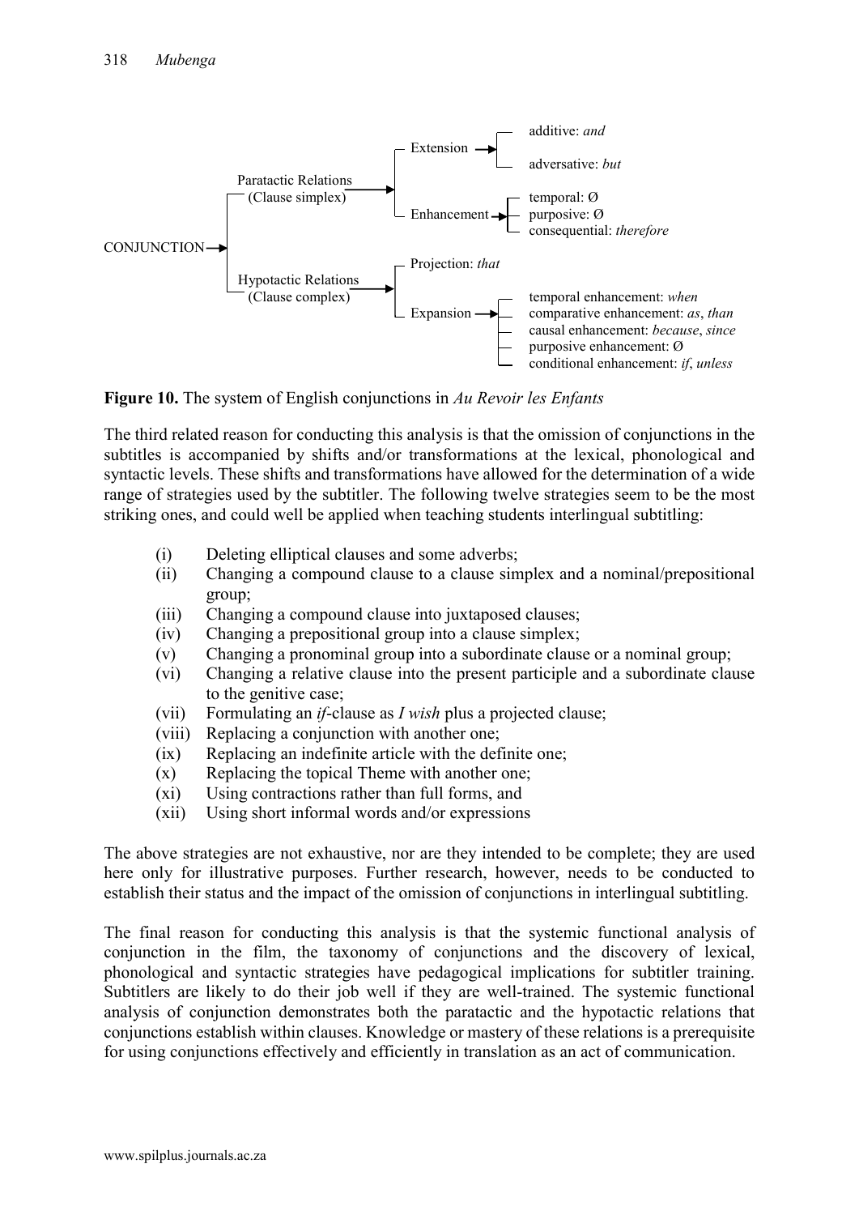- CONJUNCTION
  - Paratactic Relations (Clause simplex)
    - Extension
      - additive: *and*
      - adversative: *but*
    - Enhancement
      - temporal: Ø
      - purposive: Ø
      - consequential: *therefore*
  - Hypotactic Relations (Clause complex)
    - Projection: *that*
    - Expansion
      - temporal enhancement: *when*
      - comparative enhancement: *as*, *than*
      - causal enhancement: *because*, *since*
      - purposive enhancement: Ø
      - conditional enhancement: *if*, *unless*

**Figure 10.** The system of English conjunctions in *Au Revoir les Enfants*

The third related reason for conducting this analysis is that the omission of conjunctions in the subtitles is accompanied by shifts and/or transformations at the lexical, phonological and syntactic levels. These shifts and transformations have allowed for the determination of a wide range of strategies used by the subtitler. The following twelve strategies seem to be the most striking ones, and could well be applied when teaching students interlingual subtitling:

(i) Deleting elliptical clauses and some adverbs;
(ii) Changing a compound clause to a clause simplex and a nominal/prepositional group;
(iii) Changing a compound clause into juxtaposed clauses;
(iv) Changing a prepositional group into a clause simplex;
(v) Changing a pronominal group into a subordinate clause or a nominal group;
(vi) Changing a relative clause into the present participle and a subordinate clause to the genitive case;
(vii) Formulating an *if*-clause as *I wish* plus a projected clause;
(viii) Replacing a conjunction with another one;
(ix) Replacing an indefinite article with the definite one;
(x) Replacing the topical Theme with another one;
(xi) Using contractions rather than full forms, and
(xii) Using short informal words and/or expressions

The above strategies are not exhaustive, nor are they intended to be complete; they are used here only for illustrative purposes. Further research, however, needs to be conducted to establish their status and the impact of the omission of conjunctions in interlingual subtitling.

The final reason for conducting this analysis is that the systemic functional analysis of conjunction in the film, the taxonomy of conjunctions and the discovery of lexical, phonological and syntactic strategies have pedagogical implications for subtitler training. Subtitlers are likely to do their job well if they are well-trained. The systemic functional analysis of conjunction demonstrates both the paratactic and the hypotactic relations that conjunctions establish within clauses. Knowledge or mastery of these relations is a prerequisite for using conjunctions effectively and efficiently in translation as an act of communication.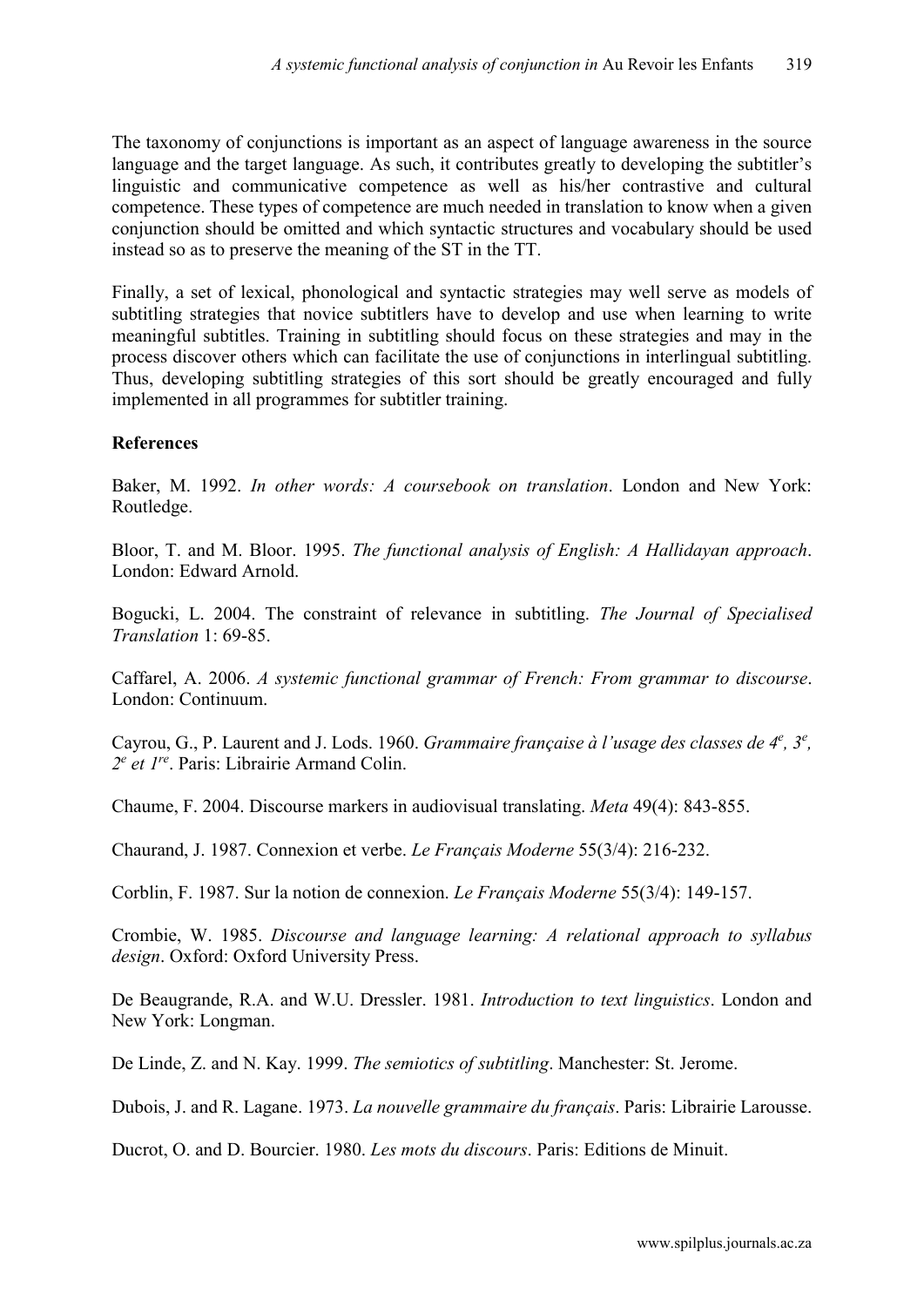The taxonomy of conjunctions is important as an aspect of language awareness in the source language and the target language. As such, it contributes greatly to developing the subtitler's linguistic and communicative competence as well as his/her contrastive and cultural competence. These types of competence are much needed in translation to know when a given conjunction should be omitted and which syntactic structures and vocabulary should be used instead so as to preserve the meaning of the ST in the TT.

Finally, a set of lexical, phonological and syntactic strategies may well serve as models of subtitling strategies that novice subtitlers have to develop and use when learning to write meaningful subtitles. Training in subtitling should focus on these strategies and may in the process discover others which can facilitate the use of conjunctions in interlingual subtitling. Thus, developing subtitling strategies of this sort should be greatly encouraged and fully implemented in all programmes for subtitler training.

**References**

Baker, M. 1992. *In other words: A coursebook on translation*. London and New York: Routledge.

Bloor, T. and M. Bloor. 1995. *The functional analysis of English: A Hallidayan approach*. London: Edward Arnold.

Bogucki, L. 2004. The constraint of relevance in subtitling. *The Journal of Specialised Translation* 1: 69-85.

Caffarel, A. 2006. *A systemic functional grammar of French: From grammar to discourse*. London: Continuum.

Cayrou, G., P. Laurent and J. Lods. 1960. *Grammaire française à l'usage des classes de 4e, 3e, 2e et 1re*. Paris: Librairie Armand Colin.

Chaume, F. 2004. Discourse markers in audiovisual translating. *Meta* 49(4): 843-855.

Chaurand, J. 1987. Connexion et verbe. *Le Français Moderne* 55(3/4): 216-232.

Corblin, F. 1987. Sur la notion de connexion. *Le Français Moderne* 55(3/4): 149-157.

Crombie, W. 1985. *Discourse and language learning: A relational approach to syllabus design*. Oxford: Oxford University Press.

De Beaugrande, R.A. and W.U. Dressler. 1981. *Introduction to text linguistics*. London and New York: Longman.

De Linde, Z. and N. Kay. 1999. *The semiotics of subtitling*. Manchester: St. Jerome.

Dubois, J. and R. Lagane. 1973. *La nouvelle grammaire du français*. Paris: Librairie Larousse.

Ducrot, O. and D. Bourcier. 1980. *Les mots du discours*. Paris: Editions de Minuit.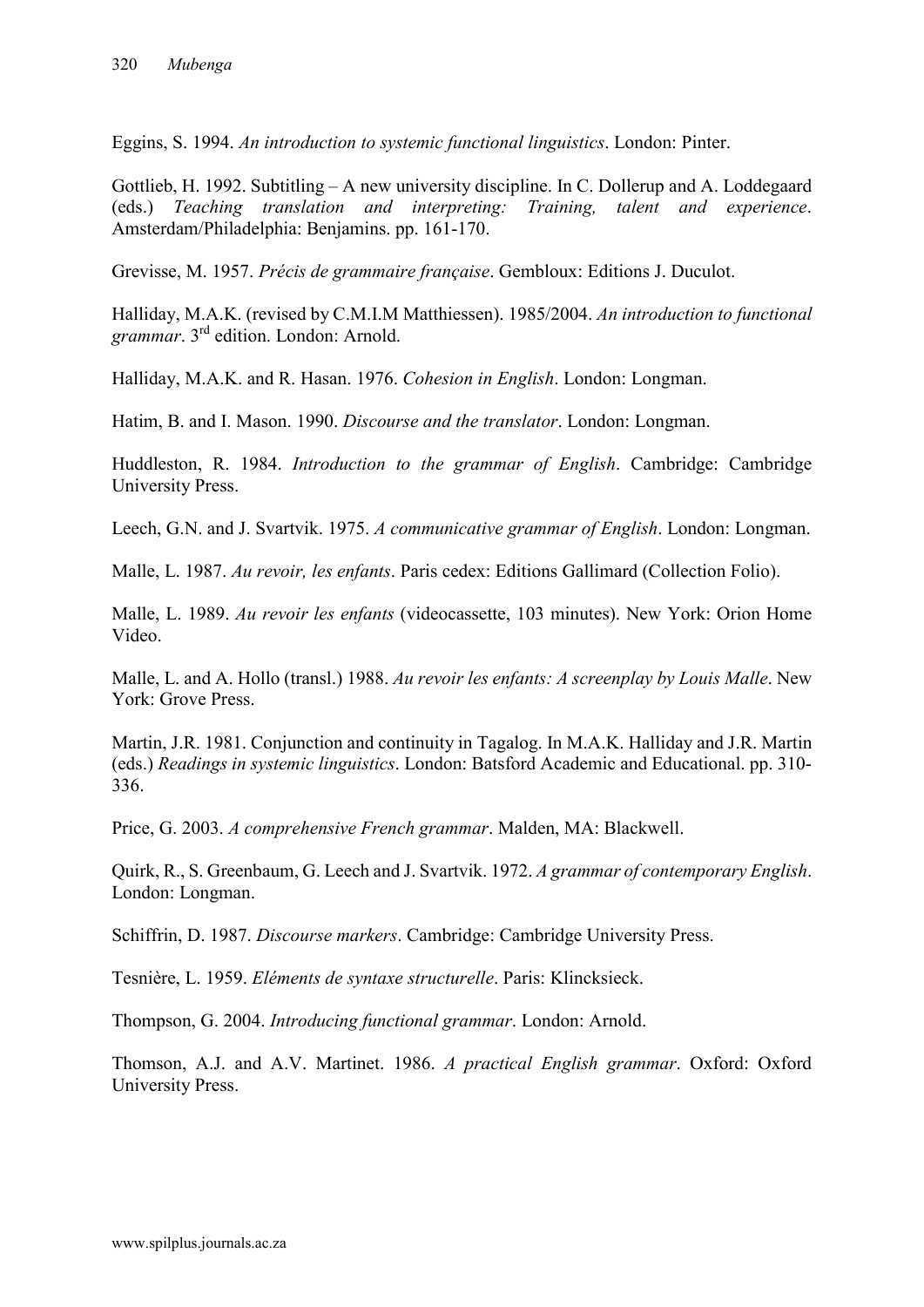Eggins, S. 1994. *An introduction to systemic functional linguistics*. London: Pinter.

Gottlieb, H. 1992. Subtitling – A new university discipline. In C. Dollerup and A. Loddegaard (eds.) *Teaching translation and interpreting: Training, talent and experience*. Amsterdam/Philadelphia: Benjamins. pp. 161-170.

Grevisse, M. 1957. *Précis de grammaire française*. Gembloux: Editions J. Duculot.

Halliday, M.A.K. (revised by C.M.I.M Matthiessen). 1985/2004. *An introduction to functional grammar*. 3rd edition. London: Arnold.

Halliday, M.A.K. and R. Hasan. 1976. *Cohesion in English*. London: Longman.

Hatim, B. and I. Mason. 1990. *Discourse and the translator*. London: Longman.

Huddleston, R. 1984. *Introduction to the grammar of English*. Cambridge: Cambridge University Press.

Leech, G.N. and J. Svartvik. 1975. *A communicative grammar of English*. London: Longman.

Malle, L. 1987. *Au revoir, les enfants*. Paris cedex: Editions Gallimard (Collection Folio).

Malle, L. 1989. *Au revoir les enfants* (videocassette, 103 minutes). New York: Orion Home Video.

Malle, L. and A. Hollo (transl.) 1988. *Au revoir les enfants: A screenplay by Louis Malle*. New York: Grove Press.

Martin, J.R. 1981. Conjunction and continuity in Tagalog. In M.A.K. Halliday and J.R. Martin (eds.) *Readings in systemic linguistics*. London: Batsford Academic and Educational. pp. 310-336.

Price, G. 2003. *A comprehensive French grammar*. Malden, MA: Blackwell.

Quirk, R., S. Greenbaum, G. Leech and J. Svartvik. 1972. *A grammar of contemporary English*. London: Longman.

Schiffrin, D. 1987. *Discourse markers*. Cambridge: Cambridge University Press.

Tesnière, L. 1959. *Eléments de syntaxe structurelle*. Paris: Klincksieck.

Thompson, G. 2004. *Introducing functional grammar*. London: Arnold.

Thomson, A.J. and A.V. Martinet. 1986. *A practical English grammar*. Oxford: Oxford University Press.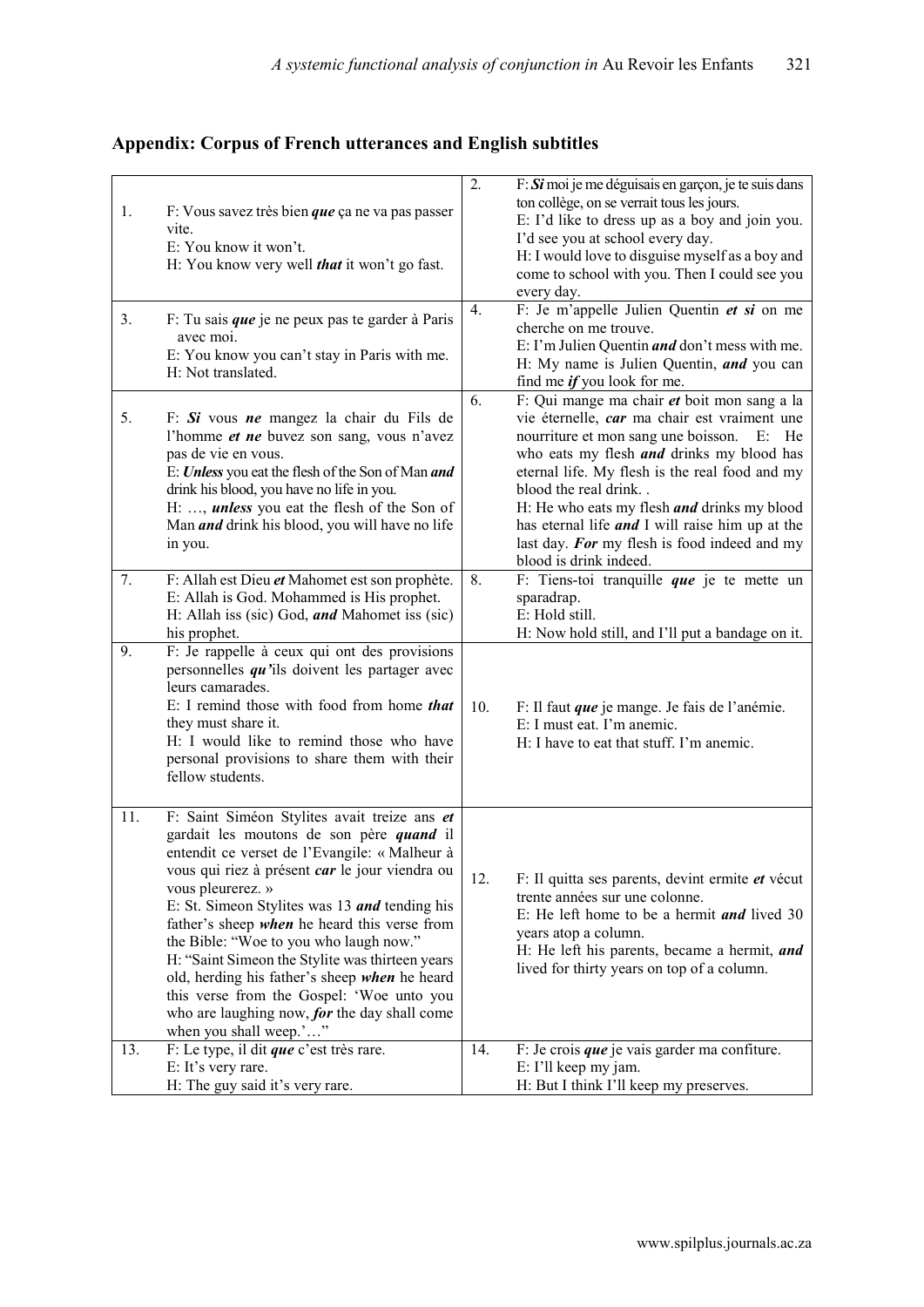## Appendix: Corpus of French utterances and English subtitles

| | | | |
|---|---|---|---|
| 1. | F: Vous savez très bien ***que*** ça ne va pas passer vite.<br>E: You know it won't.<br>H: You know very well ***that*** it won't go fast. | 2. | F: ***Si*** moi je me déguisais en garçon, je te suis dans ton collège, on se verrait tous les jours.<br>E: I'd like to dress up as a boy and join you. I'd see you at school every day.<br>H: I would love to disguise myself as a boy and come to school with you. Then I could see you every day. |
| 3. | F: Tu sais ***que*** je ne peux pas te garder à Paris avec moi.<br>E: You know you can't stay in Paris with me.<br>H: Not translated. | 4. | F: Je m'appelle Julien Quentin ***et si*** on me cherche on me trouve.<br>E: I'm Julien Quentin ***and*** don't mess with me.<br>H: My name is Julien Quentin, ***and*** you can find me ***if*** you look for me. |
| 5. | F: ***Si*** vous ***ne*** mangez la chair du Fils de l'homme ***et ne*** buvez son sang, vous n'avez pas de vie en vous.<br>E: ***Unless*** you eat the flesh of the Son of Man ***and*** drink his blood, you have no life in you.<br>H: …, ***unless*** you eat the flesh of the Son of Man ***and*** drink his blood, you will have no life in you. | 6. | F: Qui mange ma chair ***et*** boit mon sang a la vie éternelle, ***car*** ma chair est vraiment une nourriture et mon sang une boisson. E: He who eats my flesh ***and*** drinks my blood has eternal life. My flesh is the real food and my blood the real drink. .<br>H: He who eats my flesh ***and*** drinks my blood has eternal life ***and*** I will raise him up at the last day. ***For*** my flesh is food indeed and my blood is drink indeed. |
| 7. | F: Allah est Dieu ***et*** Mahomet est son prophète.<br>E: Allah is God. Mohammed is His prophet.<br>H: Allah iss (sic) God, ***and*** Mahomet iss (sic) his prophet. | 8. | F: Tiens-toi tranquille ***que*** je te mette un sparadrap.<br>E: Hold still.<br>H: Now hold still, and I'll put a bandage on it. |
| 9. | F: Je rappelle à ceux qui ont des provisions personnelles ***qu'***ils doivent les partager avec leurs camarades.<br>E: I remind those with food from home ***that*** they must share it.<br>H: I would like to remind those who have personal provisions to share them with their fellow students. | 10. | F: Il faut ***que*** je mange. Je fais de l'anémie.<br>E: I must eat. I'm anemic.<br>H: I have to eat that stuff. I'm anemic. |
| 11. | F: Saint Siméon Stylites avait treize ans ***et*** gardait les moutons de son père ***quand*** il entendit ce verset de l'Evangile: « Malheur à vous qui riez à présent ***car*** le jour viendra ou vous pleurerez. »<br>E: St. Simeon Stylites was 13 ***and*** tending his father's sheep ***when*** he heard this verse from the Bible: "Woe to you who laugh now."<br>H: "Saint Simeon the Stylite was thirteen years old, herding his father's sheep ***when*** he heard this verse from the Gospel: 'Woe unto you who are laughing now, ***for*** the day shall come when you shall weep.'…" | 12. | F: Il quitta ses parents, devint ermite ***et*** vécut trente années sur une colonne.<br>E: He left home to be a hermit ***and*** lived 30 years atop a column.<br>H: He left his parents, became a hermit, ***and*** lived for thirty years on top of a column. |
| 13. | F: Le type, il dit ***que*** c'est très rare.<br>E: It's very rare.<br>H: The guy said it's very rare. | 14. | F: Je crois ***que*** je vais garder ma confiture.<br>E: I'll keep my jam.<br>H: But I think I'll keep my preserves. |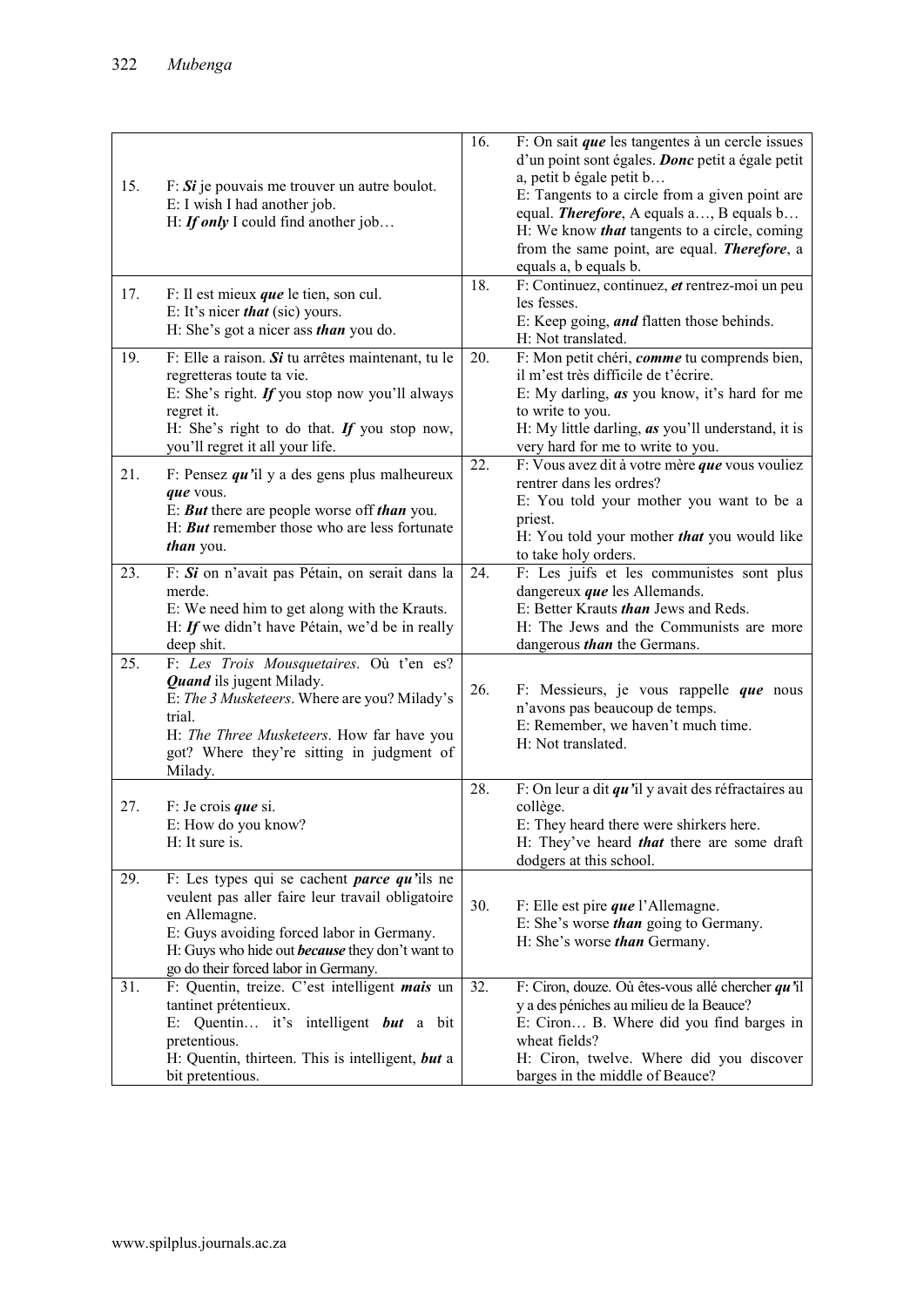| | | | |
|---|---|---|---|
| 15. | F: ***Si*** je pouvais me trouver un autre boulot.<br>E: I wish I had another job.<br>H: ***If only*** I could find another job… | 16. | F: On sait ***que*** les tangentes à un cercle issues d'un point sont égales. ***Donc*** petit a égale petit a, petit b égale petit b…<br>E: Tangents to a circle from a given point are equal. ***Therefore***, A equals a…, B equals b…<br>H: We know ***that*** tangents to a circle, coming from the same point, are equal. ***Therefore***, a equals a, b equals b. |
| 17. | F: Il est mieux ***que*** le tien, son cul.<br>E: It's nicer ***that*** (sic) yours.<br>H: She's got a nicer ass ***than*** you do. | 18. | F: Continuez, continuez, ***et*** rentrez-moi un peu les fesses.<br>E: Keep going, ***and*** flatten those behinds.<br>H: Not translated. |
| 19. | F: Elle a raison. ***Si*** tu arrêtes maintenant, tu le regretteras toute ta vie.<br>E: She's right. ***If*** you stop now you'll always regret it.<br>H: She's right to do that. ***If*** you stop now, you'll regret it all your life. | 20. | F: Mon petit chéri, ***comme*** tu comprends bien, il m'est très difficile de t'écrire.<br>E: My darling, ***as*** you know, it's hard for me to write to you.<br>H: My little darling, ***as*** you'll understand, it is very hard for me to write to you. |
| 21. | F: Pensez ***qu'***il y a des gens plus malheureux ***que*** vous.<br>E: ***But*** there are people worse off ***than*** you.<br>H: ***But*** remember those who are less fortunate ***than*** you. | 22. | F: Vous avez dit à votre mère ***que*** vous vouliez rentrer dans les ordres?<br>E: You told your mother you want to be a priest.<br>H: You told your mother ***that*** you would like to take holy orders. |
| 23. | F: ***Si*** on n'avait pas Pétain, on serait dans la merde.<br>E: We need him to get along with the Krauts.<br>H: ***If*** we didn't have Pétain, we'd be in really deep shit. | 24. | F: Les juifs et les communistes sont plus dangereux ***que*** les Allemands.<br>E: Better Krauts ***than*** Jews and Reds.<br>H: The Jews and the Communists are more dangerous ***than*** the Germans. |
| 25. | F: *Les Trois Mousquetaires*. Où t'en es? ***Quand*** ils jugent Milady.<br>E: *The 3 Musketeers*. Where are you? Milady's trial.<br>H: *The Three Musketeers*. How far have you got? Where they're sitting in judgment of Milady. | 26. | F: Messieurs, je vous rappelle ***que*** nous n'avons pas beaucoup de temps.<br>E: Remember, we haven't much time.<br>H: Not translated. |
| 27. | F: Je crois ***que*** si.<br>E: How do you know?<br>H: It sure is. | 28. | F: On leur a dit ***qu'***il y avait des réfractaires au collège.<br>E: They heard there were shirkers here.<br>H: They've heard ***that*** there are some draft dodgers at this school. |
| 29. | F: Les types qui se cachent ***parce qu'***ils ne veulent pas aller faire leur travail obligatoire en Allemagne.<br>E: Guys avoiding forced labor in Germany.<br>H: Guys who hide out ***because*** they don't want to go do their forced labor in Germany. | 30. | F: Elle est pire ***que*** l'Allemagne.<br>E: She's worse ***than*** going to Germany.<br>H: She's worse ***than*** Germany. |
| 31. | F: Quentin, treize. C'est intelligent ***mais*** un tantinet prétentieux.<br>E: Quentin… it's intelligent ***but*** a bit pretentious.<br>H: Quentin, thirteen. This is intelligent, ***but*** a bit pretentious. | 32. | F: Ciron, douze. Où êtes-vous allé chercher ***qu'***il y a des péniches au milieu de la Beauce?<br>E: Ciron… B. Where did you find barges in wheat fields?<br>H: Ciron, twelve. Where did you discover barges in the middle of Beauce? |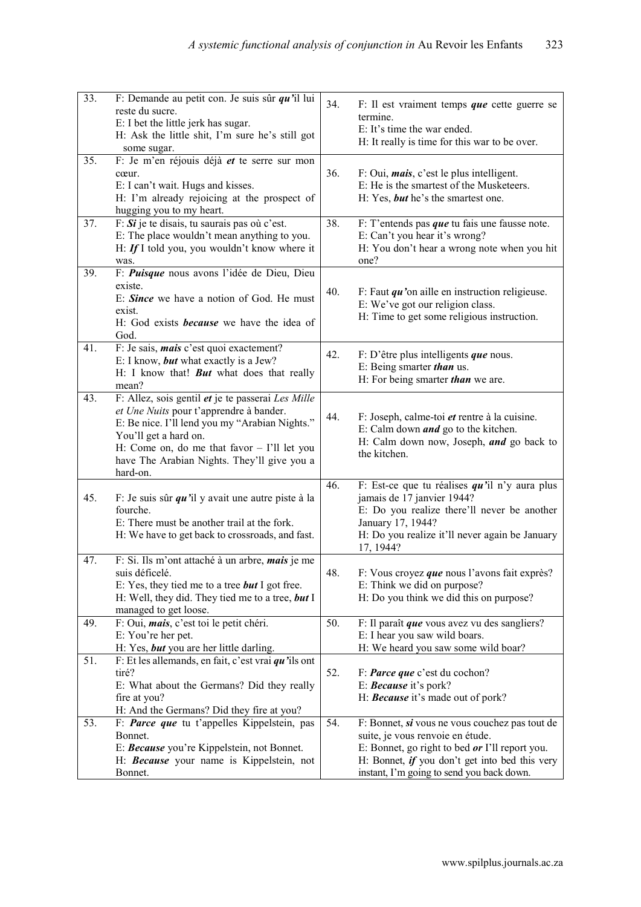| | | | |
|---|---|---|---|
| 33. | F: Demande au petit con. Je suis sûr ***qu'***il lui reste du sucre.<br>E: I bet the little jerk has sugar.<br>H: Ask the little shit, I'm sure he's still got some sugar. | 34. | F: Il est vraiment temps ***que*** cette guerre se termine.<br>E: It's time the war ended.<br>H: It really is time for this war to be over. |
| 35. | F: Je m'en réjouis déjà ***et*** te serre sur mon cœur.<br>E: I can't wait. Hugs and kisses.<br>H: I'm already rejoicing at the prospect of hugging you to my heart. | 36. | F: Oui, ***mais***, c'est le plus intelligent.<br>E: He is the smartest of the Musketeers.<br>H: Yes, ***but*** he's the smartest one. |
| 37. | F: ***Si*** je te disais, tu saurais pas où c'est.<br>E: The place wouldn't mean anything to you.<br>H: ***If*** I told you, you wouldn't know where it was. | 38. | F: T'entends pas ***que*** tu fais une fausse note.<br>E: Can't you hear it's wrong?<br>H: You don't hear a wrong note when you hit one? |
| 39. | F: ***Puisque*** nous avons l'idée de Dieu, Dieu existe.<br>E: ***Since*** we have a notion of God. He must exist.<br>H: God exists ***because*** we have the idea of God. | 40. | F: Faut ***qu'***on aille en instruction religieuse.<br>E: We've got our religion class.<br>H: Time to get some religious instruction. |
| 41. | F: Je sais, ***mais*** c'est quoi exactement?<br>E: I know, ***but*** what exactly is a Jew?<br>H: I know that! ***But*** what does that really mean? | 42. | F: D'être plus intelligents ***que*** nous.<br>E: Being smarter ***than*** us.<br>H: For being smarter ***than*** we are. |
| 43. | F: Allez, sois gentil ***et*** je te passerai *Les Mille et Une Nuits* pour t'apprendre à bander.<br>E: Be nice. I'll lend you my "Arabian Nights." You'll get a hard on.<br>H: Come on, do me that favor – I'll let you have The Arabian Nights. They'll give you a hard-on. | 44. | F: Joseph, calme-toi ***et*** rentre à la cuisine.<br>E: Calm down ***and*** go to the kitchen.<br>H: Calm down now, Joseph, ***and*** go back to the kitchen. |
| 45. | F: Je suis sûr ***qu'***il y avait une autre piste à la fourche.<br>E: There must be another trail at the fork.<br>H: We have to get back to crossroads, and fast. | 46. | F: Est-ce que tu réalises ***qu'***il n'y aura plus jamais de 17 janvier 1944?<br>E: Do you realize there'll never be another January 17, 1944?<br>H: Do you realize it'll never again be January 17, 1944? |
| 47. | F: Si. Ils m'ont attaché à un arbre, ***mais*** je me suis déficelé.<br>E: Yes, they tied me to a tree ***but*** I got free.<br>H: Well, they did. They tied me to a tree, ***but*** I managed to get loose. | 48. | F: Vous croyez ***que*** nous l'avons fait exprès?<br>E: Think we did on purpose?<br>H: Do you think we did this on purpose? |
| 49. | F: Oui, ***mais***, c'est toi le petit chéri.<br>E: You're her pet.<br>H: Yes, ***but*** you are her little darling. | 50. | F: Il paraît ***que*** vous avez vu des sangliers?<br>E: I hear you saw wild boars.<br>H: We heard you saw some wild boar? |
| 51. | F: Et les allemands, en fait, c'est vrai ***qu'***ils ont tiré?<br>E: What about the Germans? Did they really fire at you?<br>H: And the Germans? Did they fire at you? | 52. | F: ***Parce que*** c'est du cochon?<br>E: ***Because*** it's pork?<br>H: ***Because*** it's made out of pork? |
| 53. | F: ***Parce que*** tu t'appelles Kippelstein, pas Bonnet.<br>E: ***Because*** you're Kippelstein, not Bonnet.<br>H: ***Because*** your name is Kippelstein, not Bonnet. | 54. | F: Bonnet, ***si*** vous ne vous couchez pas tout de suite, je vous renvoie en étude.<br>E: Bonnet, go right to bed ***or*** I'll report you.<br>H: Bonnet, ***if*** you don't get into bed this very instant, I'm going to send you back down. |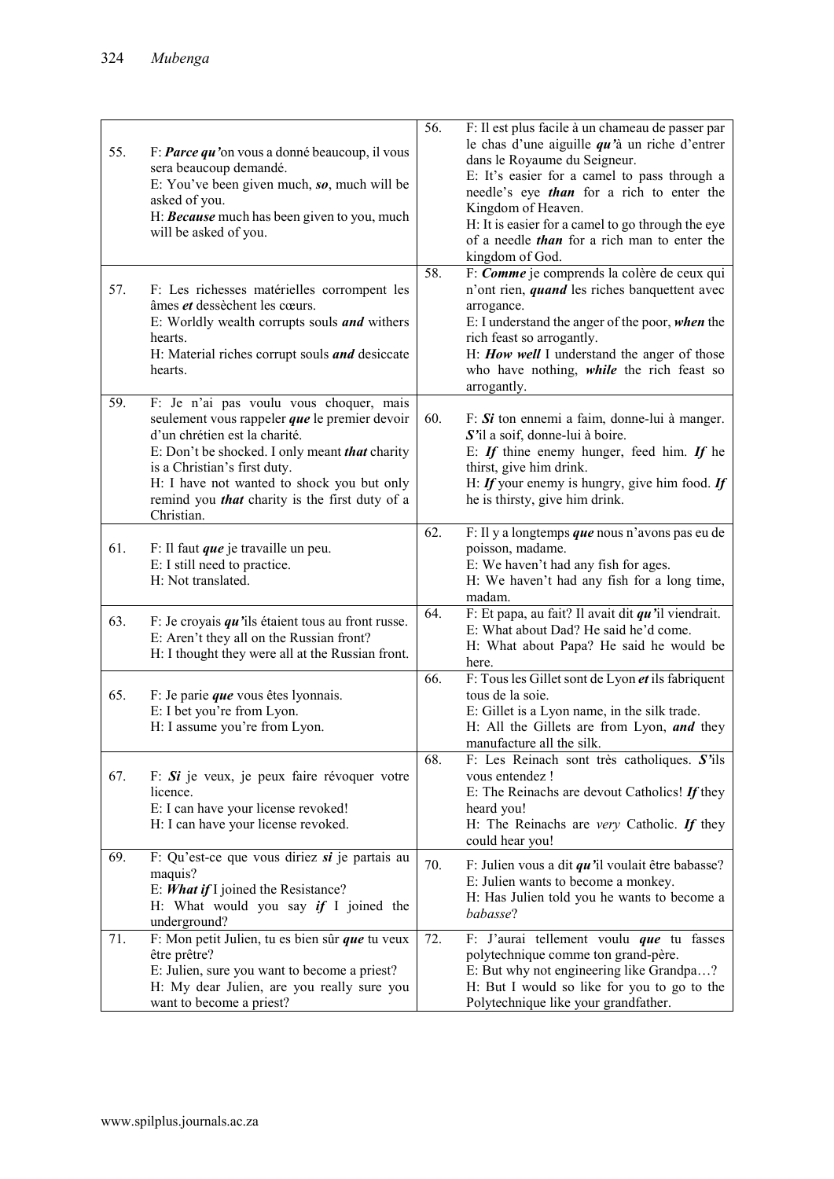| | | | |
|---|---|---|---|
| 55. | F: ***Parce qu'***on vous a donné beaucoup, il vous sera beaucoup demandé.<br>E: You've been given much, ***so***, much will be asked of you.<br>H: ***Because*** much has been given to you, much will be asked of you. | 56. | F: Il est plus facile à un chameau de passer par le chas d'une aiguille ***qu'***à un riche d'entrer dans le Royaume du Seigneur.<br>E: It's easier for a camel to pass through a needle's eye ***than*** for a rich to enter the Kingdom of Heaven.<br>H: It is easier for a camel to go through the eye of a needle ***than*** for a rich man to enter the kingdom of God. |
| 57. | F: Les richesses matérielles corrompent les âmes ***et*** dessèchent les cœurs.<br>E: Worldly wealth corrupts souls ***and*** withers hearts.<br>H: Material riches corrupt souls ***and*** desiccate hearts. | 58. | F: ***Comme*** je comprends la colère de ceux qui n'ont rien, ***quand*** les riches banquettent avec arrogance.<br>E: I understand the anger of the poor, ***when*** the rich feast so arrogantly.<br>H: ***How well*** I understand the anger of those who have nothing, ***while*** the rich feast so arrogantly. |
| 59. | F: Je n'ai pas voulu vous choquer, mais seulement vous rappeler ***que*** le premier devoir d'un chrétien est la charité.<br>E: Don't be shocked. I only meant ***that*** charity is a Christian's first duty.<br>H: I have not wanted to shock you but only remind you ***that*** charity is the first duty of a Christian. | 60. | F: ***Si*** ton ennemi a faim, donne-lui à manger. ***S'***il a soif, donne-lui à boire.<br>E: ***If*** thine enemy hunger, feed him. ***If*** he thirst, give him drink.<br>H: ***If*** your enemy is hungry, give him food. ***If*** he is thirsty, give him drink. |
| 61. | F: Il faut ***que*** je travaille un peu.<br>E: I still need to practice.<br>H: Not translated. | 62. | F: Il y a longtemps ***que*** nous n'avons pas eu de poisson, madame.<br>E: We haven't had any fish for ages.<br>H: We haven't had any fish for a long time, madam. |
| 63. | F: Je croyais ***qu'***ils étaient tous au front russe.<br>E: Aren't they all on the Russian front?<br>H: I thought they were all at the Russian front. | 64. | F: Et papa, au fait? Il avait dit ***qu'***il viendrait.<br>E: What about Dad? He said he'd come.<br>H: What about Papa? He said he would be here. |
| 65. | F: Je parie ***que*** vous êtes lyonnais.<br>E: I bet you're from Lyon.<br>H: I assume you're from Lyon. | 66. | F: Tous les Gillet sont de Lyon ***et*** ils fabriquent tous de la soie.<br>E: Gillet is a Lyon name, in the silk trade.<br>H: All the Gillets are from Lyon, ***and*** they manufacture all the silk. |
| 67. | F: ***Si*** je veux, je peux faire révoquer votre licence.<br>E: I can have your license revoked!<br>H: I can have your license revoked. | 68. | F: Les Reinach sont très catholiques. ***S'***ils vous entendez !<br>E: The Reinachs are devout Catholics! ***If*** they heard you!<br>H: The Reinachs are *very* Catholic. ***If*** they could hear you! |
| 69. | F: Qu'est-ce que vous diriez ***si*** je partais au maquis?<br>E: ***What if*** I joined the Resistance?<br>H: What would you say ***if*** I joined the underground? | 70. | F: Julien vous a dit ***qu'***il voulait être babasse?<br>E: Julien wants to become a monkey.<br>H: Has Julien told you he wants to become a *babasse*? |
| 71. | F: Mon petit Julien, tu es bien sûr ***que*** tu veux être prêtre?<br>E: Julien, sure you want to become a priest?<br>H: My dear Julien, are you really sure you want to become a priest? | 72. | F: J'aurai tellement voulu ***que*** tu fasses polytechnique comme ton grand-père.<br>E: But why not engineering like Grandpa…?<br>H: But I would so like for you to go to the Polytechnique like your grandfather. |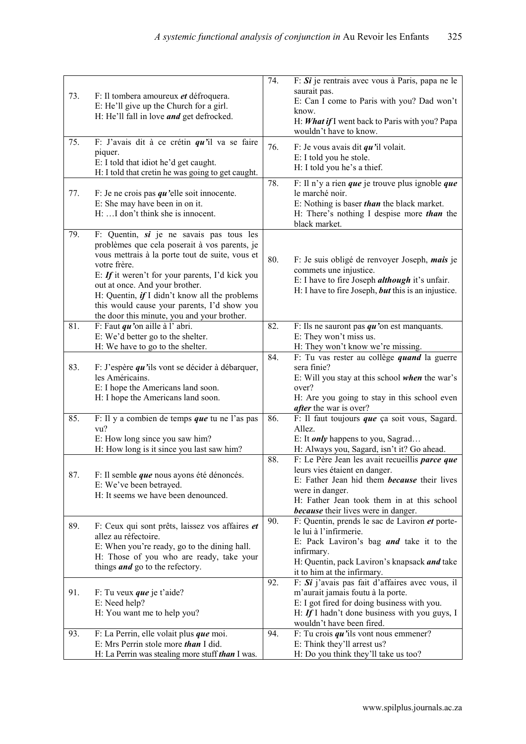| | | | |
|---|---|---|---|
| 73. | F: Il tombera amoureux ***et*** défroquera.<br>E: He'll give up the Church for a girl.<br>H: He'll fall in love ***and*** get defrocked. | 74. | F: ***Si*** je rentrais avec vous à Paris, papa ne le saurait pas.<br>E: Can I come to Paris with you? Dad won't know.<br>H: ***What if*** I went back to Paris with you? Papa wouldn't have to know. |
| 75. | F: J'avais dit à ce crétin ***qu'***il va se faire piquer.<br>E: I told that idiot he'd get caught.<br>H: I told that cretin he was going to get caught. | 76. | F: Je vous avais dit ***qu'***il volait.<br>E: I told you he stole.<br>H: I told you he's a thief. |
| 77. | F: Je ne crois pas ***qu'***elle soit innocente.<br>E: She may have been in on it.<br>H: …I don't think she is innocent. | 78. | F: Il n'y a rien ***que*** je trouve plus ignoble ***que*** le marché noir.<br>E: Nothing is baser ***than*** the black market.<br>H: There's nothing I despise more ***than*** the black market. |
| 79. | F: Quentin, ***si*** je ne savais pas tous les problèmes que cela poserait à vos parents, je vous mettrais à la porte tout de suite, vous et votre frère.<br>E: ***If*** it weren't for your parents, I'd kick you out at once. And your brother.<br>H: Quentin, ***if*** I didn't know all the problems this would cause your parents, I'd show you the door this minute, you and your brother. | 80. | F: Je suis obligé de renvoyer Joseph, ***mais*** je commets une injustice.<br>E: I have to fire Joseph ***although*** it's unfair.<br>H: I have to fire Joseph, ***but*** this is an injustice. |
| 81. | F: Faut ***qu'***on aille à l' abri.<br>E: We'd better go to the shelter.<br>H: We have to go to the shelter. | 82. | F: Ils ne sauront pas ***qu'***on est manquants.<br>E: They won't miss us.<br>H: They won't know we're missing. |
| 83. | F: J'espère ***qu'***ils vont se décider à débarquer, les Américains.<br>E: I hope the Americans land soon.<br>H: I hope the Americans land soon. | 84. | F: Tu vas rester au collège ***quand*** la guerre sera finie?<br>E: Will you stay at this school ***when*** the war's over?<br>H: Are you going to stay in this school even ***after*** the war is over? |
| 85. | F: Il y a combien de temps ***que*** tu ne l'as pas vu?<br>E: How long since you saw him?<br>H: How long is it since you last saw him? | 86. | F: Il faut toujours ***que*** ça soit vous, Sagard. Allez.<br>E: It ***only*** happens to you, Sagrad…<br>H: Always you, Sagard, isn't it? Go ahead. |
| 87. | F: Il semble ***que*** nous ayons été dénoncés.<br>E: We've been betrayed.<br>H: It seems we have been denounced. | 88. | F: Le Père Jean les avait recueillis ***parce que*** leurs vies étaient en danger.<br>E: Father Jean hid them ***because*** their lives were in danger.<br>H: Father Jean took them in at this school ***because*** their lives were in danger. |
| 89. | F: Ceux qui sont prêts, laissez vos affaires ***et*** allez au réfectoire.<br>E: When you're ready, go to the dining hall.<br>H: Those of you who are ready, take your things ***and*** go to the refectory. | 90. | F: Quentin, prends le sac de Laviron ***et*** porte-le lui à l'infirmerie.<br>E: Pack Laviron's bag ***and*** take it to the infirmary.<br>H: Quentin, pack Laviron's knapsack ***and*** take it to him at the infirmary. |
| 91. | F: Tu veux ***que*** je t'aide?<br>E: Need help?<br>H: You want me to help you? | 92. | F: ***Si*** j'avais pas fait d'affaires avec vous, il m'aurait jamais foutu à la porte.<br>E: I got fired for doing business with you.<br>H: ***If*** I hadn't done business with you guys, I wouldn't have been fired. |
| 93. | F: La Perrin, elle volait plus ***que*** moi.<br>E: Mrs Perrin stole more ***than*** I did.<br>H: La Perrin was stealing more stuff ***than*** I was. | 94. | F: Tu crois ***qu'***ils vont nous emmener?<br>E: Think they'll arrest us?<br>H: Do you think they'll take us too? |